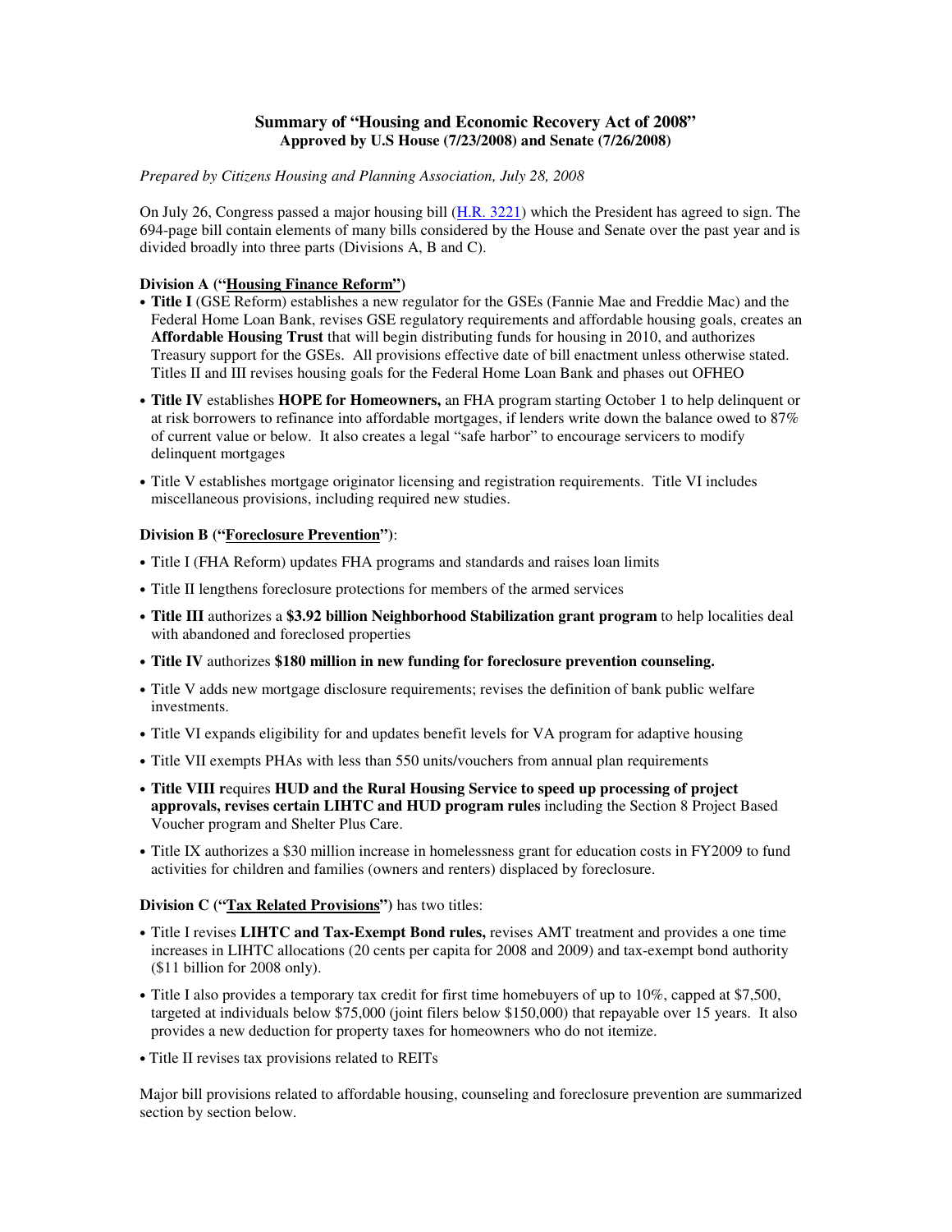# Summary of "Housing and Economic Recovery Act of 2008"

**Approved by U.S House (7/23/2008) and Senate (7/26/2008)**

*Prepared by Citizens Housing and Planning Association, July 28, 2008*

On July 26, Congress passed a major housing bill (H.R. 3221) which the President has agreed to sign. The 694-page bill contain elements of many bills considered by the House and Senate over the past year and is divided broadly into three parts (Divisions A, B and C).

**Division A ("Housing Finance Reform")**

- **Title I** (GSE Reform) establishes a new regulator for the GSEs (Fannie Mae and Freddie Mac) and the Federal Home Loan Bank, revises GSE regulatory requirements and affordable housing goals, creates an **Affordable Housing Trust** that will begin distributing funds for housing in 2010, and authorizes Treasury support for the GSEs. All provisions effective date of bill enactment unless otherwise stated. Titles II and III revises housing goals for the Federal Home Loan Bank and phases out OFHEO
- **Title IV** establishes **HOPE for Homeowners,** an FHA program starting October 1 to help delinquent or at risk borrowers to refinance into affordable mortgages, if lenders write down the balance owed to 87% of current value or below. It also creates a legal "safe harbor" to encourage servicers to modify delinquent mortgages
- Title V establishes mortgage originator licensing and registration requirements. Title VI includes miscellaneous provisions, including required new studies.

**Division B ("Foreclosure Prevention")**:

- Title I (FHA Reform) updates FHA programs and standards and raises loan limits
- Title II lengthens foreclosure protections for members of the armed services
- **Title III** authorizes a **$3.92 billion Neighborhood Stabilization grant program** to help localities deal with abandoned and foreclosed properties
- **Title IV** authorizes **$180 million in new funding for foreclosure prevention counseling.**
- Title V adds new mortgage disclosure requirements; revises the definition of bank public welfare investments.
- Title VI expands eligibility for and updates benefit levels for VA program for adaptive housing
- Title VII exempts PHAs with less than 550 units/vouchers from annual plan requirements
- **Title VIII r**equires **HUD and the Rural Housing Service to speed up processing of project approvals, revises certain LIHTC and HUD program rules** including the Section 8 Project Based Voucher program and Shelter Plus Care.
- Title IX authorizes a $30 million increase in homelessness grant for education costs in FY2009 to fund activities for children and families (owners and renters) displaced by foreclosure.

**Division C ("Tax Related Provisions")** has two titles:

- Title I revises **LIHTC and Tax-Exempt Bond rules,** revises AMT treatment and provides a one time increases in LIHTC allocations (20 cents per capita for 2008 and 2009) and tax-exempt bond authority ($11 billion for 2008 only).
- Title I also provides a temporary tax credit for first time homebuyers of up to 10%, capped at $7,500, targeted at individuals below $75,000 (joint filers below $150,000) that repayable over 15 years. It also provides a new deduction for property taxes for homeowners who do not itemize.
- Title II revises tax provisions related to REITs

Major bill provisions related to affordable housing, counseling and foreclosure prevention are summarized section by section below.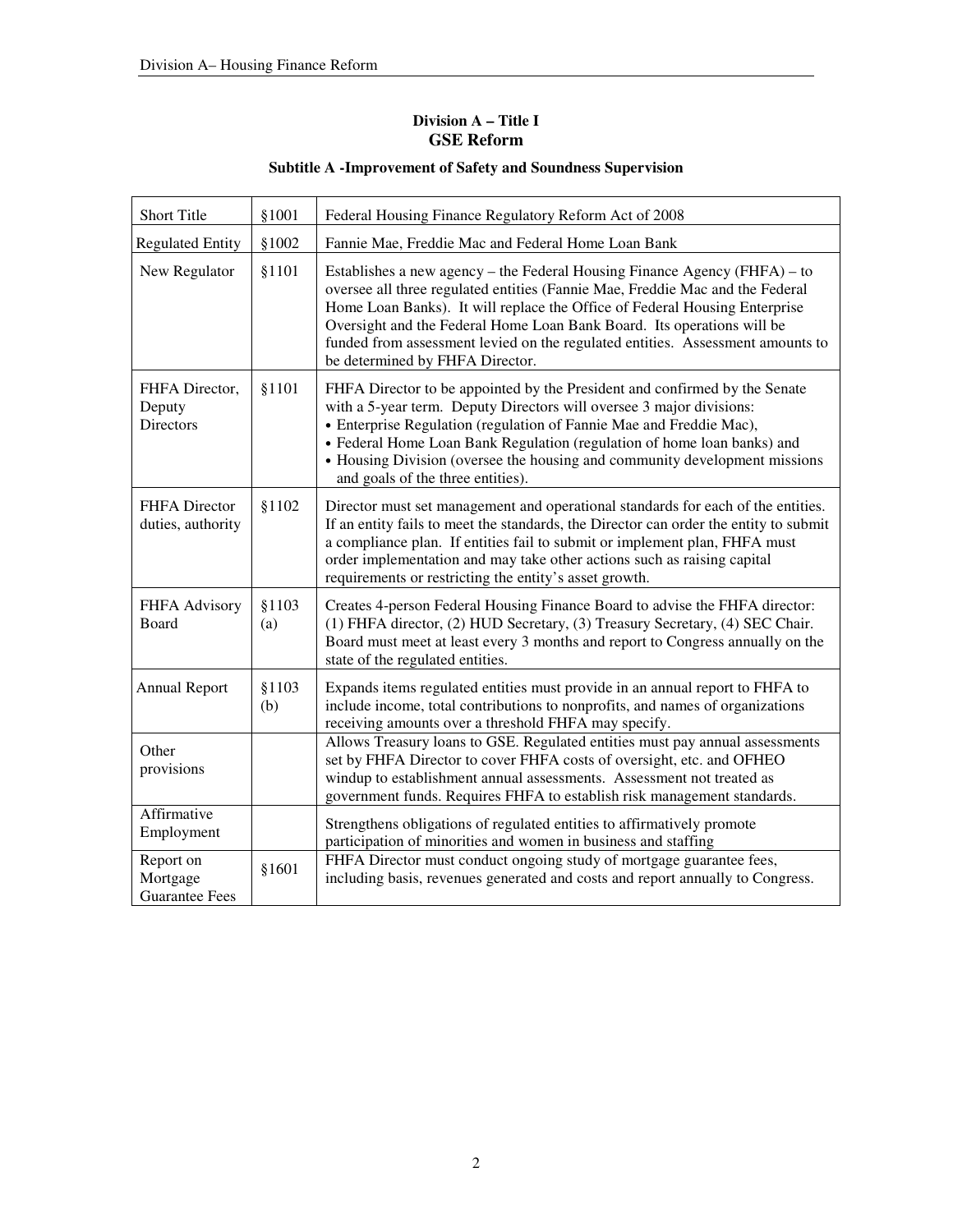## Division A – Title I
## GSE Reform

### Subtitle A -Improvement of Safety and Soundness Supervision

| | | |
|---|---|---|
| Short Title | §1001 | Federal Housing Finance Regulatory Reform Act of 2008 |
| Regulated Entity | §1002 | Fannie Mae, Freddie Mac and Federal Home Loan Bank |
| New Regulator | §1101 | Establishes a new agency – the Federal Housing Finance Agency (FHFA) – to oversee all three regulated entities (Fannie Mae, Freddie Mac and the Federal Home Loan Banks). It will replace the Office of Federal Housing Enterprise Oversight and the Federal Home Loan Bank Board. Its operations will be funded from assessment levied on the regulated entities. Assessment amounts to be determined by FHFA Director. |
| FHFA Director, Deputy Directors | §1101 | FHFA Director to be appointed by the President and confirmed by the Senate with a 5-year term. Deputy Directors will oversee 3 major divisions: • Enterprise Regulation (regulation of Fannie Mae and Freddie Mac), • Federal Home Loan Bank Regulation (regulation of home loan banks) and • Housing Division (oversee the housing and community development missions and goals of the three entities). |
| FHFA Director duties, authority | §1102 | Director must set management and operational standards for each of the entities. If an entity fails to meet the standards, the Director can order the entity to submit a compliance plan. If entities fail to submit or implement plan, FHFA must order implementation and may take other actions such as raising capital requirements or restricting the entity's asset growth. |
| FHFA Advisory Board | §1103 (a) | Creates 4-person Federal Housing Finance Board to advise the FHFA director: (1) FHFA director, (2) HUD Secretary, (3) Treasury Secretary, (4) SEC Chair. Board must meet at least every 3 months and report to Congress annually on the state of the regulated entities. |
| Annual Report | §1103 (b) | Expands items regulated entities must provide in an annual report to FHFA to include income, total contributions to nonprofits, and names of organizations receiving amounts over a threshold FHFA may specify. |
| Other provisions | | Allows Treasury loans to GSE. Regulated entities must pay annual assessments set by FHFA Director to cover FHFA costs of oversight, etc. and OFHEO windup to establishment annual assessments. Assessment not treated as government funds. Requires FHFA to establish risk management standards. |
| Affirmative Employment | | Strengthens obligations of regulated entities to affirmatively promote participation of minorities and women in business and staffing |
| Report on Mortgage Guarantee Fees | §1601 | FHFA Director must conduct ongoing study of mortgage guarantee fees, including basis, revenues generated and costs and report annually to Congress. |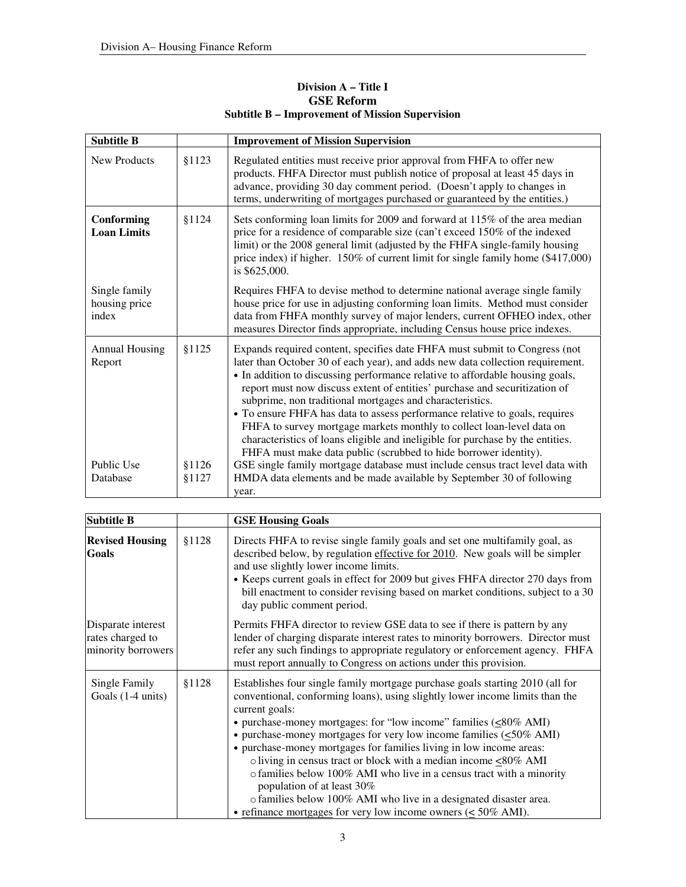**Division A – Title I**

**GSE Reform**

**Subtitle B – Improvement of Mission Supervision**

| **Subtitle B** | | **Improvement of Mission Supervision** |
|---|---|---|
| New Products | §1123 | Regulated entities must receive prior approval from FHFA to offer new products. FHFA Director must publish notice of proposal at least 45 days in advance, providing 30 day comment period. (Doesn't apply to changes in terms, underwriting of mortgages purchased or guaranteed by the entities.) |
| **Conforming Loan Limits** | §1124 | Sets conforming loan limits for 2009 and forward at 115% of the area median price for a residence of comparable size (can't exceed 150% of the indexed limit) or the 2008 general limit (adjusted by the FHFA single-family housing price index) if higher. 150% of current limit for single family home ($417,000) is $625,000. |
| Single family housing price index | | Requires FHFA to devise method to determine national average single family house price for use in adjusting conforming loan limits. Method must consider data from FHFA monthly survey of major lenders, current OFHEO index, other measures Director finds appropriate, including Census house price indexes. |
| Annual Housing Report | §1125 | Expands required content, specifies date FHFA must submit to Congress (not later than October 30 of each year), and adds new data collection requirement. <br>• In addition to discussing performance relative to affordable housing goals, report must now discuss extent of entities' purchase and securitization of subprime, non traditional mortgages and characteristics. <br>• To ensure FHFA has data to assess performance relative to goals, requires FHFA to survey mortgage markets monthly to collect loan-level data on characteristics of loans eligible and ineligible for purchase by the entities. FHFA must make data public (scrubbed to hide borrower identity). |
| Public Use Database | §1126 §1127 | GSE single family mortgage database must include census tract level data with HMDA data elements and be made available by September 30 of following year. |

| **Subtitle B** | | **GSE Housing Goals** |
|---|---|---|
| **Revised Housing Goals** | §1128 | Directs FHFA to revise single family goals and set one multifamily goal, as described below, by regulation effective for 2010. New goals will be simpler and use slightly lower income limits. <br>• Keeps current goals in effect for 2009 but gives FHFA director 270 days from bill enactment to consider revising based on market conditions, subject to a 30 day public comment period. |
| Disparate interest rates charged to minority borrowers | | Permits FHFA director to review GSE data to see if there is pattern by any lender of charging disparate interest rates to minority borrowers. Director must refer any such findings to appropriate regulatory or enforcement agency. FHFA must report annually to Congress on actions under this provision. |
| Single Family Goals (1-4 units) | §1128 | Establishes four single family mortgage purchase goals starting 2010 (all for conventional, conforming loans), using slightly lower income limits than the current goals: <br>• purchase-money mortgages: for "low income" families (≤80% AMI) <br>• purchase-money mortgages for very low income families (≤50% AMI) <br>• purchase-money mortgages for families living in low income areas: <br>  ○ living in census tract or block with a median income ≤80% AMI <br>  ○ families below 100% AMI who live in a census tract with a minority population of at least 30% <br>  ○ families below 100% AMI who live in a designated disaster area. <br>• refinance mortgages for very low income owners (≤ 50% AMI). |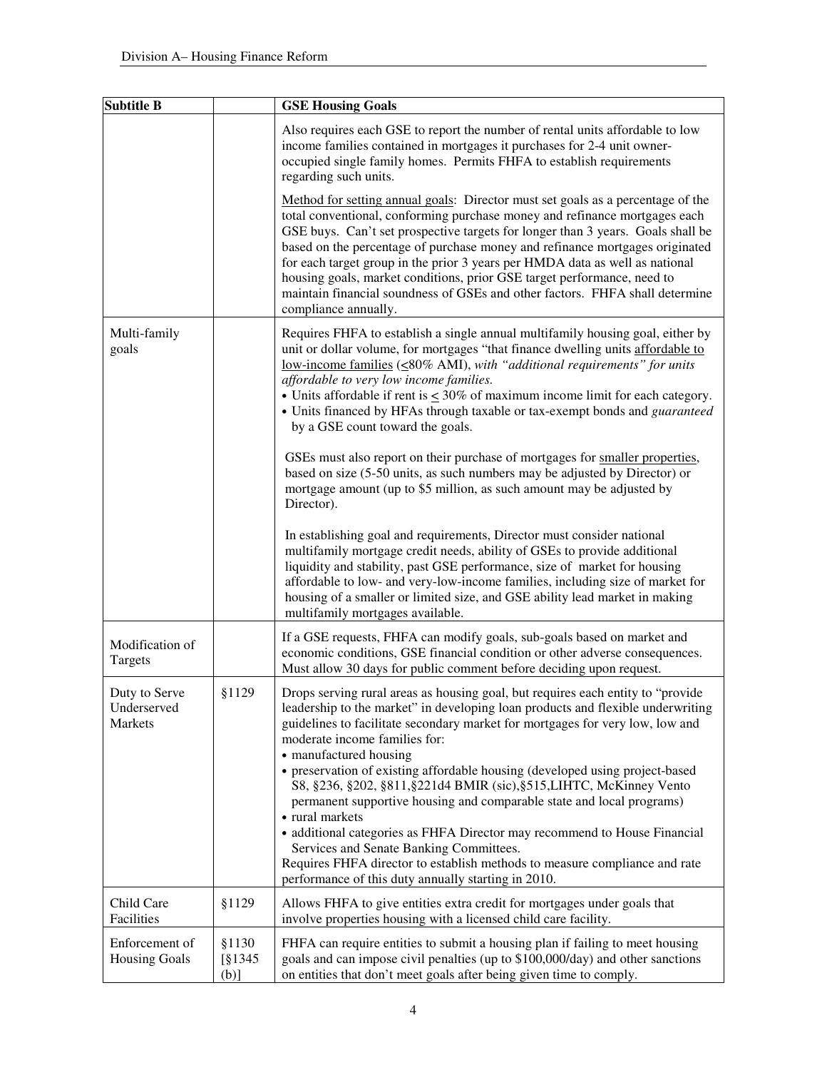| Subtitle B | | GSE Housing Goals |
|---|---|---|
| | | Also requires each GSE to report the number of rental units affordable to low income families contained in mortgages it purchases for 2-4 unit owner-occupied single family homes. Permits FHFA to establish requirements regarding such units.<br><br><u>Method for setting annual goals</u>: Director must set goals as a percentage of the total conventional, conforming purchase money and refinance mortgages each GSE buys. Can't set prospective targets for longer than 3 years. Goals shall be based on the percentage of purchase money and refinance mortgages originated for each target group in the prior 3 years per HMDA data as well as national housing goals, market conditions, prior GSE target performance, need to maintain financial soundness of GSEs and other factors. FHFA shall determine compliance annually. |
| Multi-family goals | | Requires FHFA to establish a single annual multifamily housing goal, either by unit or dollar volume, for mortgages "that finance dwelling units <u>affordable to low-income families</u> (<u><</u>80% AMI), *with "additional requirements" for units affordable to very low income families.*<br>• Units affordable if rent is <u><</u> 30% of maximum income limit for each category.<br>• Units financed by HFAs through taxable or tax-exempt bonds and *guaranteed* by a GSE count toward the goals.<br><br>GSEs must also report on their purchase of mortgages for <u>smaller properties</u>, based on size (5-50 units, as such numbers may be adjusted by Director) or mortgage amount (up to $5 million, as such amount may be adjusted by Director).<br><br>In establishing goal and requirements, Director must consider national multifamily mortgage credit needs, ability of GSEs to provide additional liquidity and stability, past GSE performance, size of market for housing affordable to low- and very-low-income families, including size of market for housing of a smaller or limited size, and GSE ability lead market in making multifamily mortgages available. |
| Modification of Targets | | If a GSE requests, FHFA can modify goals, sub-goals based on market and economic conditions, GSE financial condition or other adverse consequences. Must allow 30 days for public comment before deciding upon request. |
| Duty to Serve Underserved Markets | §1129 | Drops serving rural areas as housing goal, but requires each entity to "provide leadership to the market" in developing loan products and flexible underwriting guidelines to facilitate secondary market for mortgages for very low, low and moderate income families for:<br>• manufactured housing<br>• preservation of existing affordable housing (developed using project-based S8, §236, §202, §811,§221d4 BMIR (sic),§515,LIHTC, McKinney Vento permanent supportive housing and comparable state and local programs)<br>• rural markets<br>• additional categories as FHFA Director may recommend to House Financial Services and Senate Banking Committees.<br>Requires FHFA director to establish methods to measure compliance and rate performance of this duty annually starting in 2010. |
| Child Care Facilities | §1129 | Allows FHFA to give entities extra credit for mortgages under goals that involve properties housing with a licensed child care facility. |
| Enforcement of Housing Goals | §1130 [§1345 (b)] | FHFA can require entities to submit a housing plan if failing to meet housing goals and can impose civil penalties (up to $100,000/day) and other sanctions on entities that don't meet goals after being given time to comply. |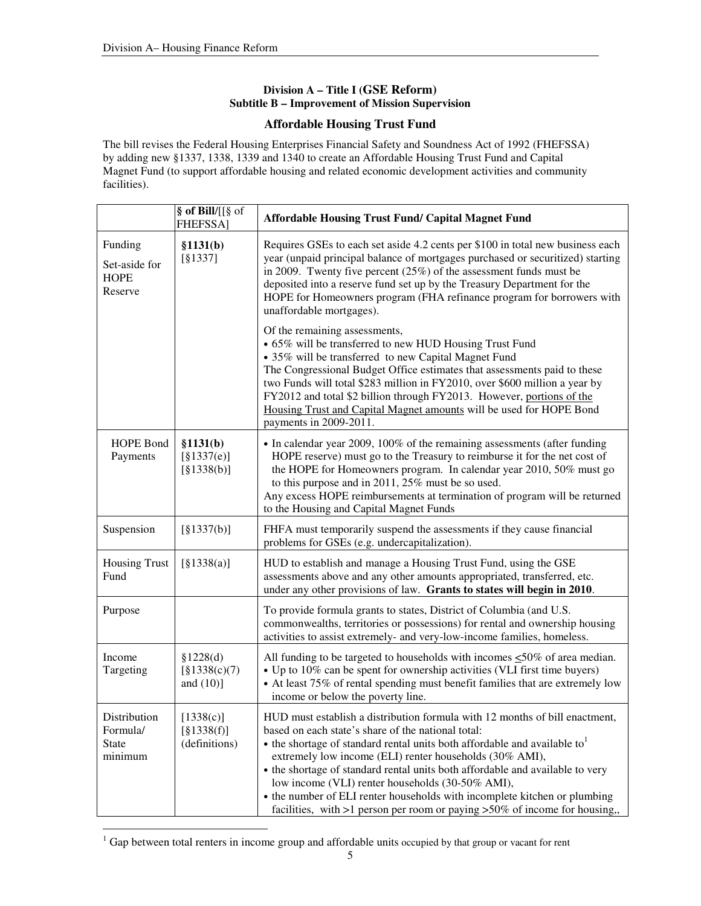**Division A – Title I (GSE Reform)**
**Subtitle B – Improvement of Mission Supervision**

## Affordable Housing Trust Fund

The bill revises the Federal Housing Enterprises Financial Safety and Soundness Act of 1992 (FHEFSSA) by adding new §1337, 1338, 1339 and 1340 to create an Affordable Housing Trust Fund and Capital Magnet Fund (to support affordable housing and related economic development activities and community facilities).

| | **§ of Bill**/[[§ of FHEFSSA] | **Affordable Housing Trust Fund/ Capital Magnet Fund** |
|---|---|---|
| Funding<br><br>Set-aside for HOPE Reserve | **§1131(b)**<br>[§1337] | Requires GSEs to each set aside 4.2 cents per $100 in total new business each year (unpaid principal balance of mortgages purchased or securitized) starting in 2009. Twenty five percent (25%) of the assessment funds must be deposited into a reserve fund set up by the Treasury Department for the HOPE for Homeowners program (FHA refinance program for borrowers with unaffordable mortgages).<br><br>Of the remaining assessments,<br>• 65% will be transferred to new HUD Housing Trust Fund<br>• 35% will be transferred to new Capital Magnet Fund<br>The Congressional Budget Office estimates that assessments paid to these two Funds will total $283 million in FY2010, over $600 million a year by FY2012 and total $2 billion through FY2013. However, portions of the Housing Trust and Capital Magnet amounts will be used for HOPE Bond payments in 2009-2011. |
| HOPE Bond Payments | **§1131(b)**<br>[§1337(e)]<br>[§1338(b)] | • In calendar year 2009, 100% of the remaining assessments (after funding HOPE reserve) must go to the Treasury to reimburse it for the net cost of the HOPE for Homeowners program. In calendar year 2010, 50% must go to this purpose and in 2011, 25% must be so used.<br>Any excess HOPE reimbursements at termination of program will be returned to the Housing and Capital Magnet Funds |
| Suspension | [§1337(b)] | FHFA must temporarily suspend the assessments if they cause financial problems for GSEs (e.g. undercapitalization). |
| Housing Trust Fund | [§1338(a)] | HUD to establish and manage a Housing Trust Fund, using the GSE assessments above and any other amounts appropriated, transferred, etc. under any other provisions of law. **Grants to states will begin in 2010**. |
| Purpose | | To provide formula grants to states, District of Columbia (and U.S. commonwealths, territories or possessions) for rental and ownership housing activities to assist extremely- and very-low-income families, homeless. |
| Income Targeting | §1228(d)<br>[§1338(c)(7) and (10)] | All funding to be targeted to households with incomes ≤50% of area median.<br>• Up to 10% can be spent for ownership activities (VLI first time buyers)<br>• At least 75% of rental spending must benefit families that are extremely low income or below the poverty line. |
| Distribution Formula/ State minimum | [1338(c)]<br>[§1338(f)]<br>(definitions) | HUD must establish a distribution formula with 12 months of bill enactment, based on each state's share of the national total:<br>• the shortage of standard rental units both affordable and available to[1] extremely low income (ELI) renter households (30% AMI),<br>• the shortage of standard rental units both affordable and available to very low income (VLI) renter households (30-50% AMI),<br>• the number of ELI renter households with incomplete kitchen or plumbing facilities, with >1 person per room or paying >50% of income for housing,, |

[1] Gap between total renters in income group and affordable units occupied by that group or vacant for rent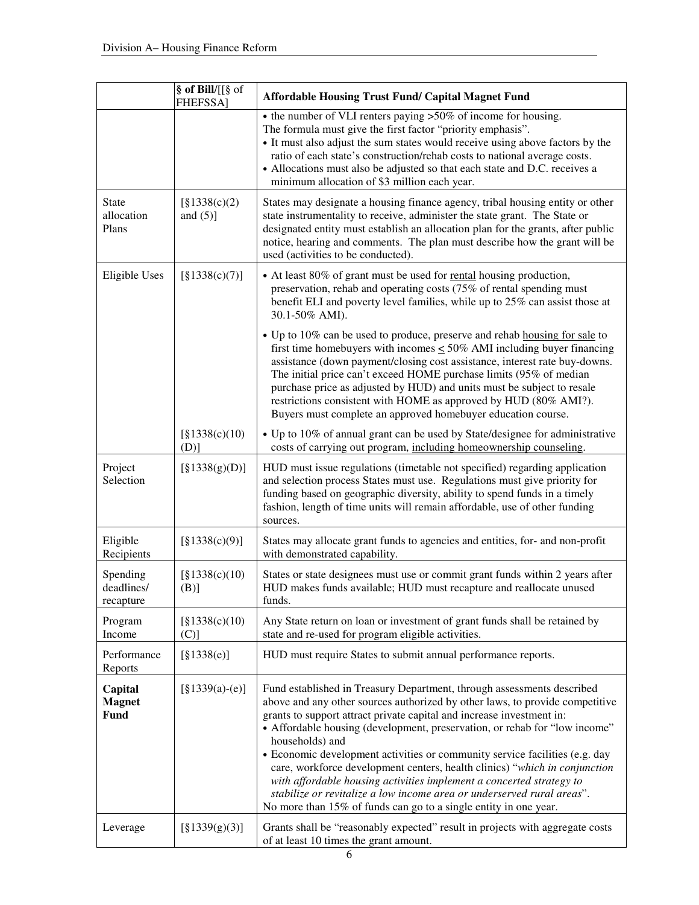| | § of Bill/[[§ of FHEFSSA] | Affordable Housing Trust Fund/ Capital Magnet Fund |
|---|---|---|
| | | • the number of VLI renters paying >50% of income for housing.<br>The formula must give the first factor "priority emphasis".<br>• It must also adjust the sum states would receive using above factors by the ratio of each state's construction/rehab costs to national average costs.<br>• Allocations must also be adjusted so that each state and D.C. receives a minimum allocation of $3 million each year. |
| State allocation Plans | [§1338(c)(2) and (5)] | States may designate a housing finance agency, tribal housing entity or other state instrumentality to receive, administer the state grant. The State or designated entity must establish an allocation plan for the grants, after public notice, hearing and comments. The plan must describe how the grant will be used (activities to be conducted). |
| Eligible Uses | [§1338(c)(7)] | • At least 80% of grant must be used for <u>rental</u> housing production, preservation, rehab and operating costs (75% of rental spending must benefit ELI and poverty level families, while up to 25% can assist those at 30.1-50% AMI).<br>• Up to 10% can be used to produce, preserve and rehab <u>housing for sale</u> to first time homebuyers with incomes ≤ 50% AMI including buyer financing assistance (down payment/closing cost assistance, interest rate buy-downs. The initial price can't exceed HOME purchase limits (95% of median purchase price as adjusted by HUD) and units must be subject to resale restrictions consistent with HOME as approved by HUD (80% AMI?). Buyers must complete an approved homebuyer education course. |
| | [§1338(c)(10)(D)] | • Up to 10% of annual grant can be used by State/designee for administrative costs of carrying out program, <u>including homeownership counseling</u>. |
| Project Selection | [§1338(g)(D)] | HUD must issue regulations (timetable not specified) regarding application and selection process States must use. Regulations must give priority for funding based on geographic diversity, ability to spend funds in a timely fashion, length of time units will remain affordable, use of other funding sources. |
| Eligible Recipients | [§1338(c)(9)] | States may allocate grant funds to agencies and entities, for- and non-profit with demonstrated capability. |
| Spending deadlines/ recapture | [§1338(c)(10)(B)] | States or state designees must use or commit grant funds within 2 years after HUD makes funds available; HUD must recapture and reallocate unused funds. |
| Program Income | [§1338(c)(10)(C)] | Any State return on loan or investment of grant funds shall be retained by state and re-used for program eligible activities. |
| Performance Reports | [§1338(e)] | HUD must require States to submit annual performance reports. |
| **Capital Magnet Fund** | [§1339(a)-(e)] | Fund established in Treasury Department, through assessments described above and any other sources authorized by other laws, to provide competitive grants to support attract private capital and increase investment in:<br>• Affordable housing (development, preservation, or rehab for "low income" households) and<br>• Economic development activities or community service facilities (e.g. day care, workforce development centers, health clinics) "*which in conjunction with affordable housing activities implement a concerted strategy to stabilize or revitalize a low income area or underserved rural areas*".<br>No more than 15% of funds can go to a single entity in one year. |
| Leverage | [§1339(g)(3)] | Grants shall be "reasonably expected" result in projects with aggregate costs of at least 10 times the grant amount. |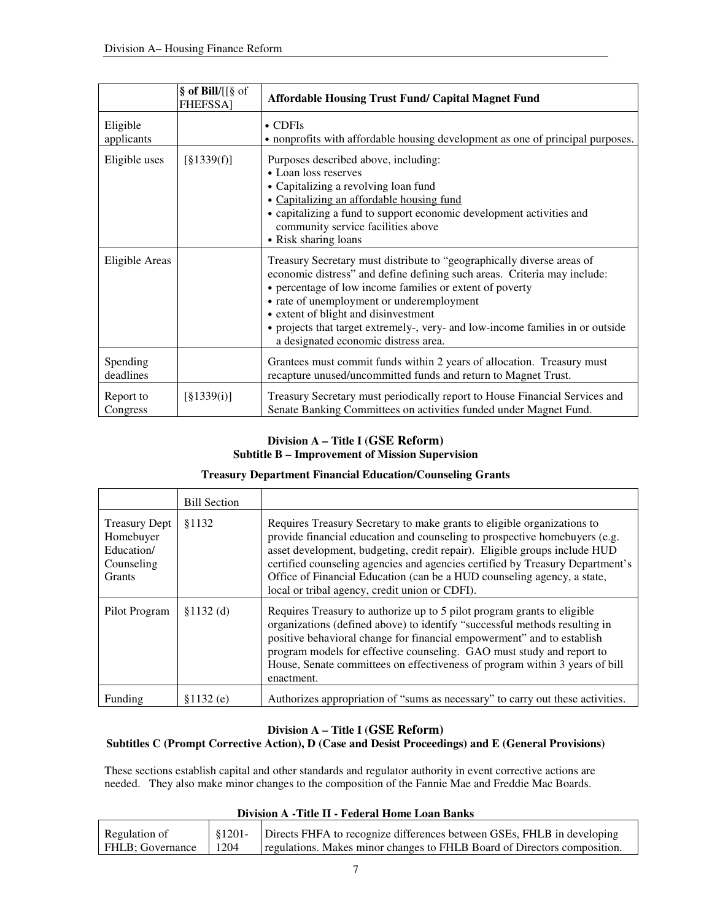| | § of Bill/[[§ of FHEFSSA] | Affordable Housing Trust Fund/ Capital Magnet Fund |
|---|---|---|
| Eligible applicants | | • CDFIs<br>• nonprofits with affordable housing development as one of principal purposes. |
| Eligible uses | [§1339(f)] | Purposes described above, including:<br>• Loan loss reserves<br>• Capitalizing a revolving loan fund<br>• Capitalizing an affordable housing fund<br>• capitalizing a fund to support economic development activities and community service facilities above<br>• Risk sharing loans |
| Eligible Areas | | Treasury Secretary must distribute to "geographically diverse areas of economic distress" and define defining such areas. Criteria may include:<br>• percentage of low income families or extent of poverty<br>• rate of unemployment or underemployment<br>• extent of blight and disinvestment<br>• projects that target extremely-, very- and low-income families in or outside a designated economic distress area. |
| Spending deadlines | | Grantees must commit funds within 2 years of allocation. Treasury must recapture unused/uncommitted funds and return to Magnet Trust. |
| Report to Congress | [§1339(i)] | Treasury Secretary must periodically report to House Financial Services and Senate Banking Committees on activities funded under Magnet Fund. |

**Division A – Title I (GSE Reform)**
**Subtitle B – Improvement of Mission Supervision**

**Treasury Department Financial Education/Counseling Grants**

| | Bill Section | |
|---|---|---|
| Treasury Dept Homebuyer Education/ Counseling Grants | §1132 | Requires Treasury Secretary to make grants to eligible organizations to provide financial education and counseling to prospective homebuyers (e.g. asset development, budgeting, credit repair). Eligible groups include HUD certified counseling agencies and agencies certified by Treasury Department's Office of Financial Education (can be a HUD counseling agency, a state, local or tribal agency, credit union or CDFI). |
| Pilot Program | §1132 (d) | Requires Treasury to authorize up to 5 pilot program grants to eligible organizations (defined above) to identify "successful methods resulting in positive behavioral change for financial empowerment" and to establish program models for effective counseling. GAO must study and report to House, Senate committees on effectiveness of program within 3 years of bill enactment. |
| Funding | §1132 (e) | Authorizes appropriation of "sums as necessary" to carry out these activities. |

**Division A – Title I (GSE Reform)**
**Subtitles C (Prompt Corrective Action), D (Case and Desist Proceedings) and E (General Provisions)**

These sections establish capital and other standards and regulator authority in event corrective actions are needed. They also make minor changes to the composition of the Fannie Mae and Freddie Mac Boards.

**Division A -Title II - Federal Home Loan Banks**

| | | |
|---|---|---|
| Regulation of FHLB; Governance | §1201-1204 | Directs FHFA to recognize differences between GSEs, FHLB in developing regulations. Makes minor changes to FHLB Board of Directors composition. |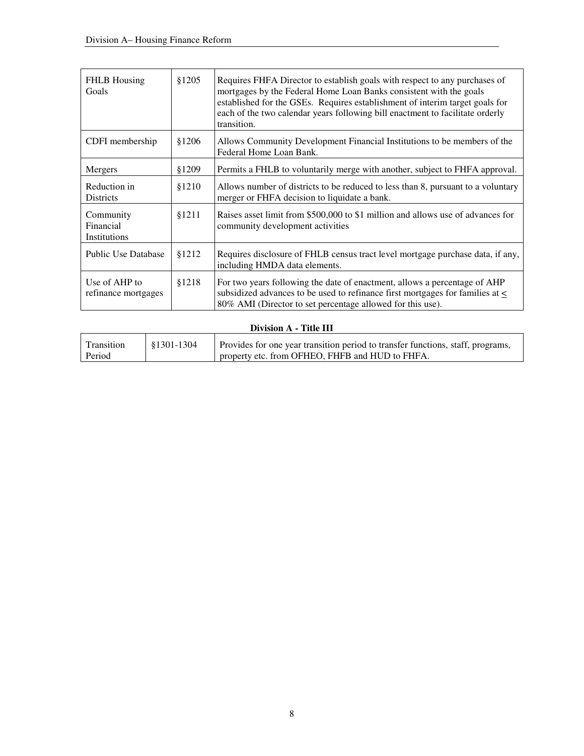| FHLB Housing Goals | §1205 | Requires FHFA Director to establish goals with respect to any purchases of mortgages by the Federal Home Loan Banks consistent with the goals established for the GSEs. Requires establishment of interim target goals for each of the two calendar years following bill enactment to facilitate orderly transition. |
|---|---|---|
| CDFI membership | §1206 | Allows Community Development Financial Institutions to be members of the Federal Home Loan Bank. |
| Mergers | §1209 | Permits a FHLB to voluntarily merge with another, subject to FHFA approval. |
| Reduction in Districts | §1210 | Allows number of districts to be reduced to less than 8, pursuant to a voluntary merger or FHFA decision to liquidate a bank. |
| Community Financial Institutions | §1211 | Raises asset limit from $500,000 to $1 million and allows use of advances for community development activities |
| Public Use Database | §1212 | Requires disclosure of FHLB census tract level mortgage purchase data, if any, including HMDA data elements. |
| Use of AHP to refinance mortgages | §1218 | For two years following the date of enactment, allows a percentage of AHP subsidized advances to be used to refinance first mortgages for families at ≤ 80% AMI (Director to set percentage allowed for this use). |

**Division A - Title III**

| Transition Period | §1301-1304 | Provides for one year transition period to transfer functions, staff, programs, property etc. from OFHEO, FHFB and HUD to FHFA. |
|---|---|---|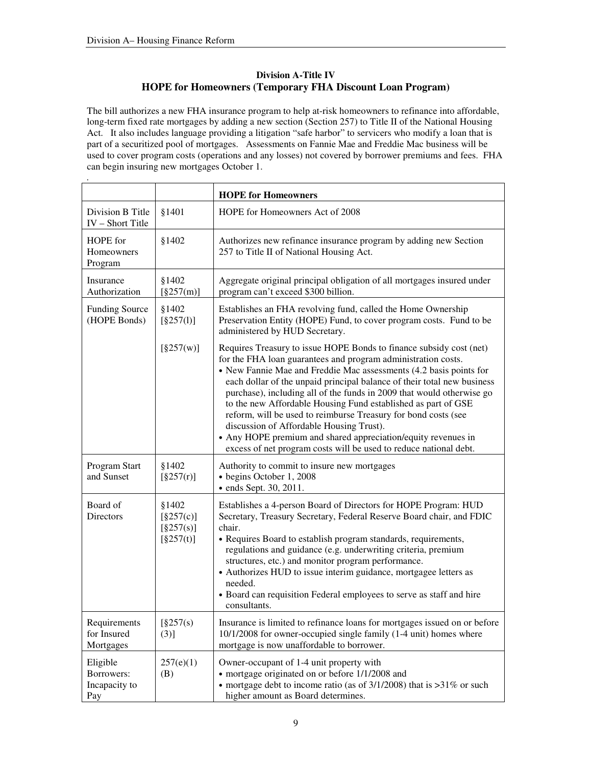## Division A-Title IV
## HOPE for Homeowners (Temporary FHA Discount Loan Program)

The bill authorizes a new FHA insurance program to help at-risk homeowners to refinance into affordable, long-term fixed rate mortgages by adding a new section (Section 257) to Title II of the National Housing Act. It also includes language providing a litigation "safe harbor" to servicers who modify a loan that is part of a securitized pool of mortgages. Assessments on Fannie Mae and Freddie Mac business will be used to cover program costs (operations and any losses) not covered by borrower premiums and fees. FHA can begin insuring new mortgages October 1.

.

| | | **HOPE for Homeowners** |
|---|---|---|
| Division B Title IV – Short Title | §1401 | HOPE for Homeowners Act of 2008 |
| HOPE for Homeowners Program | §1402 | Authorizes new refinance insurance program by adding new Section 257 to Title II of National Housing Act. |
| Insurance Authorization | §1402 [§257(m)] | Aggregate original principal obligation of all mortgages insured under program can't exceed $300 billion. |
| Funding Source (HOPE Bonds) | §1402 [§257(l)] | Establishes an FHA revolving fund, called the Home Ownership Preservation Entity (HOPE) Fund, to cover program costs. Fund to be administered by HUD Secretary. |
| | [§257(w)] | Requires Treasury to issue HOPE Bonds to finance subsidy cost (net) for the FHA loan guarantees and program administration costs.<br>• New Fannie Mae and Freddie Mac assessments (4.2 basis points for each dollar of the unpaid principal balance of their total new business purchase), including all of the funds in 2009 that would otherwise go to the new Affordable Housing Fund established as part of GSE reform, will be used to reimburse Treasury for bond costs (see discussion of Affordable Housing Trust).<br>• Any HOPE premium and shared appreciation/equity revenues in excess of net program costs will be used to reduce national debt. |
| Program Start and Sunset | §1402 [§257(r)] | Authority to commit to insure new mortgages<br>• begins October 1, 2008<br>• ends Sept. 30, 2011. |
| Board of Directors | §1402 [§257(c)] [§257(s)] [§257(t)] | Establishes a 4-person Board of Directors for HOPE Program: HUD Secretary, Treasury Secretary, Federal Reserve Board chair, and FDIC chair.<br>• Requires Board to establish program standards, requirements, regulations and guidance (e.g. underwriting criteria, premium structures, etc.) and monitor program performance.<br>• Authorizes HUD to issue interim guidance, mortgagee letters as needed.<br>• Board can requisition Federal employees to serve as staff and hire consultants. |
| Requirements for Insured Mortgages | [§257(s) (3)] | Insurance is limited to refinance loans for mortgages issued on or before 10/1/2008 for owner-occupied single family (1-4 unit) homes where mortgage is now unaffordable to borrower. |
| Eligible Borrowers: Incapacity to Pay | 257(e)(1) (B) | Owner-occupant of 1-4 unit property with<br>• mortgage originated on or before 1/1/2008 and<br>• mortgage debt to income ratio (as of 3/1/2008) that is >31% or such higher amount as Board determines. |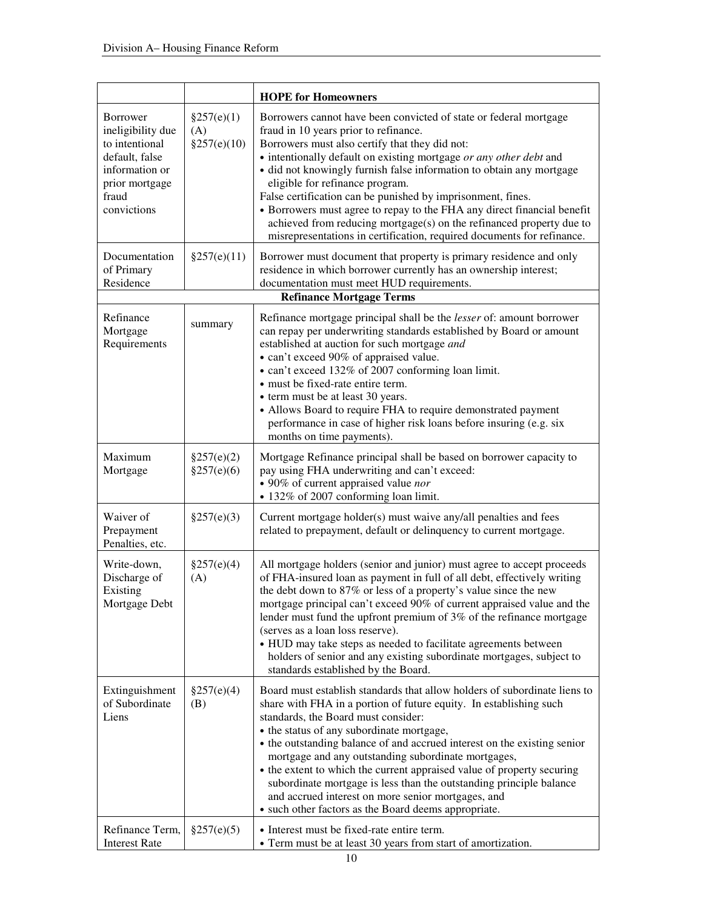| | | **HOPE for Homeowners** |
|---|---|---|
| Borrower ineligibility due to intentional default, false information or prior mortgage fraud convictions | §257(e)(1)(A) §257(e)(10) | Borrowers cannot have been convicted of state or federal mortgage fraud in 10 years prior to refinance.<br>Borrowers must also certify that they did not:<br>• intentionally default on existing mortgage *or any other debt* and<br>• did not knowingly furnish false information to obtain any mortgage eligible for refinance program.<br>False certification can be punished by imprisonment, fines.<br>• Borrowers must agree to repay to the FHA any direct financial benefit achieved from reducing mortgage(s) on the refinanced property due to misrepresentations in certification, required documents for refinance. |
| Documentation of Primary Residence | §257(e)(11) | Borrower must document that property is primary residence and only residence in which borrower currently has an ownership interest; documentation must meet HUD requirements. |
| | | **Refinance Mortgage Terms** |
| Refinance Mortgage Requirements | summary | Refinance mortgage principal shall be the *lesser* of: amount borrower can repay per underwriting standards established by Board or amount established at auction for such mortgage *and*<br>• can't exceed 90% of appraised value.<br>• can't exceed 132% of 2007 conforming loan limit.<br>• must be fixed-rate entire term.<br>• term must be at least 30 years.<br>• Allows Board to require FHA to require demonstrated payment performance in case of higher risk loans before insuring (e.g. six months on time payments). |
| Maximum Mortgage | §257(e)(2) §257(e)(6) | Mortgage Refinance principal shall be based on borrower capacity to pay using FHA underwriting and can't exceed:<br>• 90% of current appraised value *nor*<br>• 132% of 2007 conforming loan limit. |
| Waiver of Prepayment Penalties, etc. | §257(e)(3) | Current mortgage holder(s) must waive any/all penalties and fees related to prepayment, default or delinquency to current mortgage. |
| Write-down, Discharge of Existing Mortgage Debt | §257(e)(4)(A) | All mortgage holders (senior and junior) must agree to accept proceeds of FHA-insured loan as payment in full of all debt, effectively writing the debt down to 87% or less of a property's value since the new mortgage principal can't exceed 90% of current appraised value and the lender must fund the upfront premium of 3% of the refinance mortgage (serves as a loan loss reserve).<br>• HUD may take steps as needed to facilitate agreements between holders of senior and any existing subordinate mortgages, subject to standards established by the Board. |
| Extinguishment of Subordinate Liens | §257(e)(4)(B) | Board must establish standards that allow holders of subordinate liens to share with FHA in a portion of future equity. In establishing such standards, the Board must consider:<br>• the status of any subordinate mortgage,<br>• the outstanding balance of and accrued interest on the existing senior mortgage and any outstanding subordinate mortgages,<br>• the extent to which the current appraised value of property securing subordinate mortgage is less than the outstanding principle balance and accrued interest on more senior mortgages, and<br>• such other factors as the Board deems appropriate. |
| Refinance Term, Interest Rate | §257(e)(5) | • Interest must be fixed-rate entire term.<br>• Term must be at least 30 years from start of amortization. |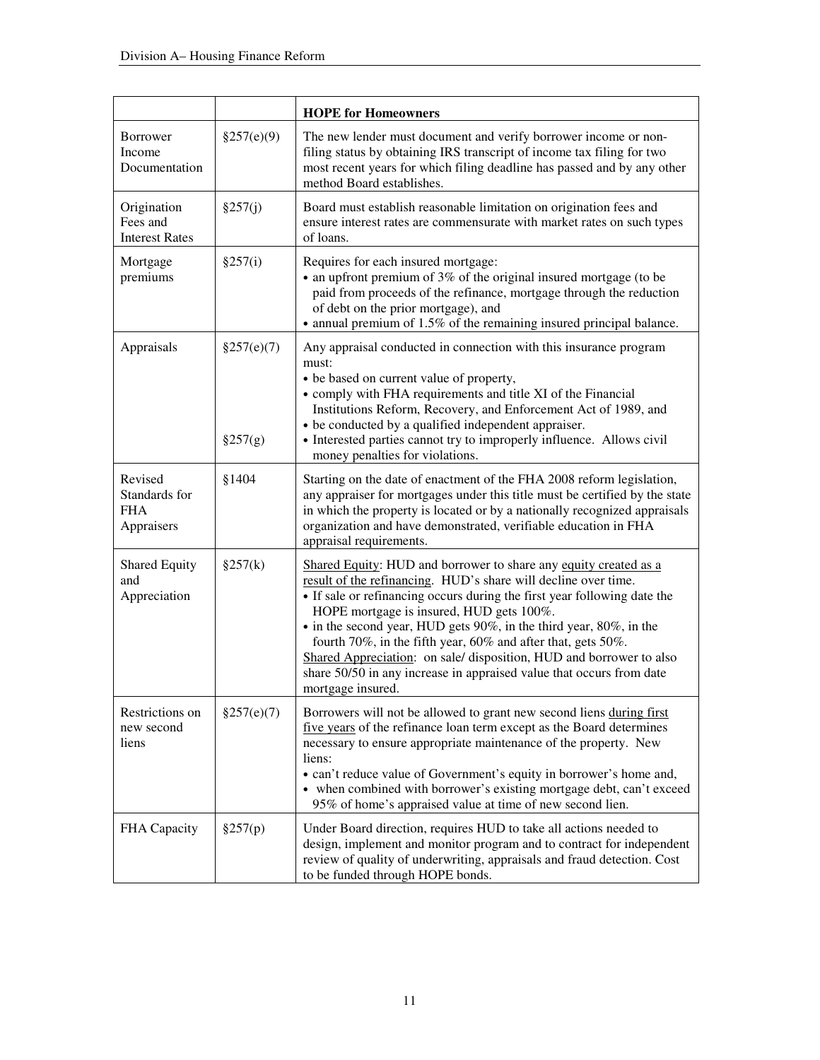| | | **HOPE for Homeowners** |
|---|---|---|
| Borrower Income Documentation | §257(e)(9) | The new lender must document and verify borrower income or non-filing status by obtaining IRS transcript of income tax filing for two most recent years for which filing deadline has passed and by any other method Board establishes. |
| Origination Fees and Interest Rates | §257(j) | Board must establish reasonable limitation on origination fees and ensure interest rates are commensurate with market rates on such types of loans. |
| Mortgage premiums | §257(i) | Requires for each insured mortgage:<br>• an upfront premium of 3% of the original insured mortgage (to be paid from proceeds of the refinance, mortgage through the reduction of debt on the prior mortgage), and<br>• annual premium of 1.5% of the remaining insured principal balance. |
| Appraisals | §257(e)(7)<br><br><br><br><br>§257(g) | Any appraisal conducted in connection with this insurance program must:<br>• be based on current value of property,<br>• comply with FHA requirements and title XI of the Financial Institutions Reform, Recovery, and Enforcement Act of 1989, and<br>• be conducted by a qualified independent appraiser.<br>• Interested parties cannot try to improperly influence. Allows civil money penalties for violations. |
| Revised Standards for FHA Appraisers | §1404 | Starting on the date of enactment of the FHA 2008 reform legislation, any appraiser for mortgages under this title must be certified by the state in which the property is located or by a nationally recognized appraisals organization and have demonstrated, verifiable education in FHA appraisal requirements. |
| Shared Equity and Appreciation | §257(k) | <u>Shared Equity</u>: HUD and borrower to share any <u>equity created as a result of the refinancing</u>. HUD's share will decline over time.<br>• If sale or refinancing occurs during the first year following date the HOPE mortgage is insured, HUD gets 100%.<br>• in the second year, HUD gets 90%, in the third year, 80%, in the fourth 70%, in the fifth year, 60% and after that, gets 50%.<br><u>Shared Appreciation</u>: on sale/ disposition, HUD and borrower to also share 50/50 in any increase in appraised value that occurs from date mortgage insured. |
| Restrictions on new second liens | §257(e)(7) | Borrowers will not be allowed to grant new second liens <u>during first five years</u> of the refinance loan term except as the Board determines necessary to ensure appropriate maintenance of the property. New liens:<br>• can't reduce value of Government's equity in borrower's home and,<br>• when combined with borrower's existing mortgage debt, can't exceed 95% of home's appraised value at time of new second lien. |
| FHA Capacity | §257(p) | Under Board direction, requires HUD to take all actions needed to design, implement and monitor program and to contract for independent review of quality of underwriting, appraisals and fraud detection. Cost to be funded through HOPE bonds. |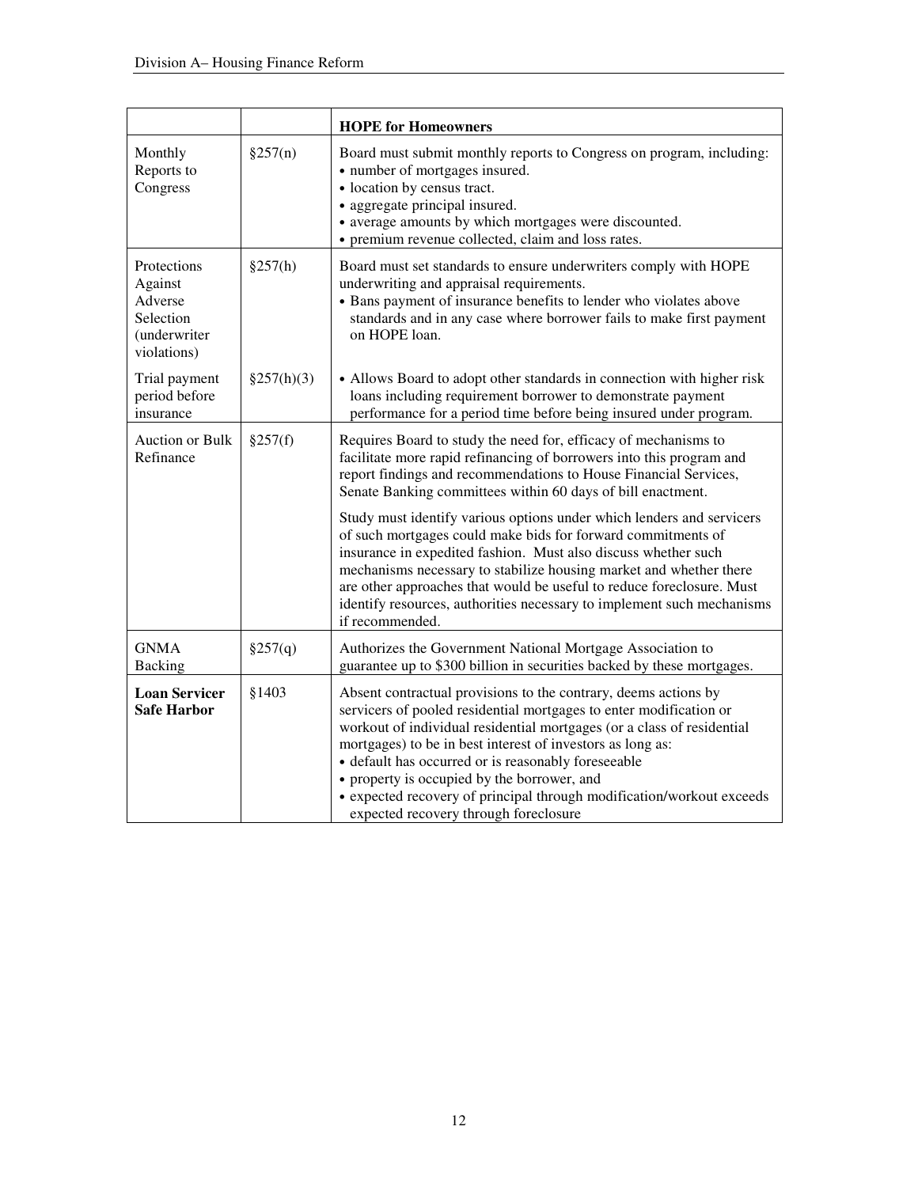| | | **HOPE for Homeowners** |
|---|---|---|
| Monthly Reports to Congress | §257(n) | Board must submit monthly reports to Congress on program, including:<br>• number of mortgages insured.<br>• location by census tract.<br>• aggregate principal insured.<br>• average amounts by which mortgages were discounted.<br>• premium revenue collected, claim and loss rates. |
| Protections Against Adverse Selection (underwriter violations) | §257(h) | Board must set standards to ensure underwriters comply with HOPE underwriting and appraisal requirements.<br>• Bans payment of insurance benefits to lender who violates above standards and in any case where borrower fails to make first payment on HOPE loan. |
| Trial payment period before insurance | §257(h)(3) | • Allows Board to adopt other standards in connection with higher risk loans including requirement borrower to demonstrate payment performance for a period time before being insured under program. |
| Auction or Bulk Refinance | §257(f) | Requires Board to study the need for, efficacy of mechanisms to facilitate more rapid refinancing of borrowers into this program and report findings and recommendations to House Financial Services, Senate Banking committees within 60 days of bill enactment.<br><br>Study must identify various options under which lenders and servicers of such mortgages could make bids for forward commitments of insurance in expedited fashion. Must also discuss whether such mechanisms necessary to stabilize housing market and whether there are other approaches that would be useful to reduce foreclosure. Must identify resources, authorities necessary to implement such mechanisms if recommended. |
| GNMA Backing | §257(q) | Authorizes the Government National Mortgage Association to guarantee up to $300 billion in securities backed by these mortgages. |
| **Loan Servicer Safe Harbor** | §1403 | Absent contractual provisions to the contrary, deems actions by servicers of pooled residential mortgages to enter modification or workout of individual residential mortgages (or a class of residential mortgages) to be in best interest of investors as long as:<br>• default has occurred or is reasonably foreseeable<br>• property is occupied by the borrower, and<br>• expected recovery of principal through modification/workout exceeds expected recovery through foreclosure |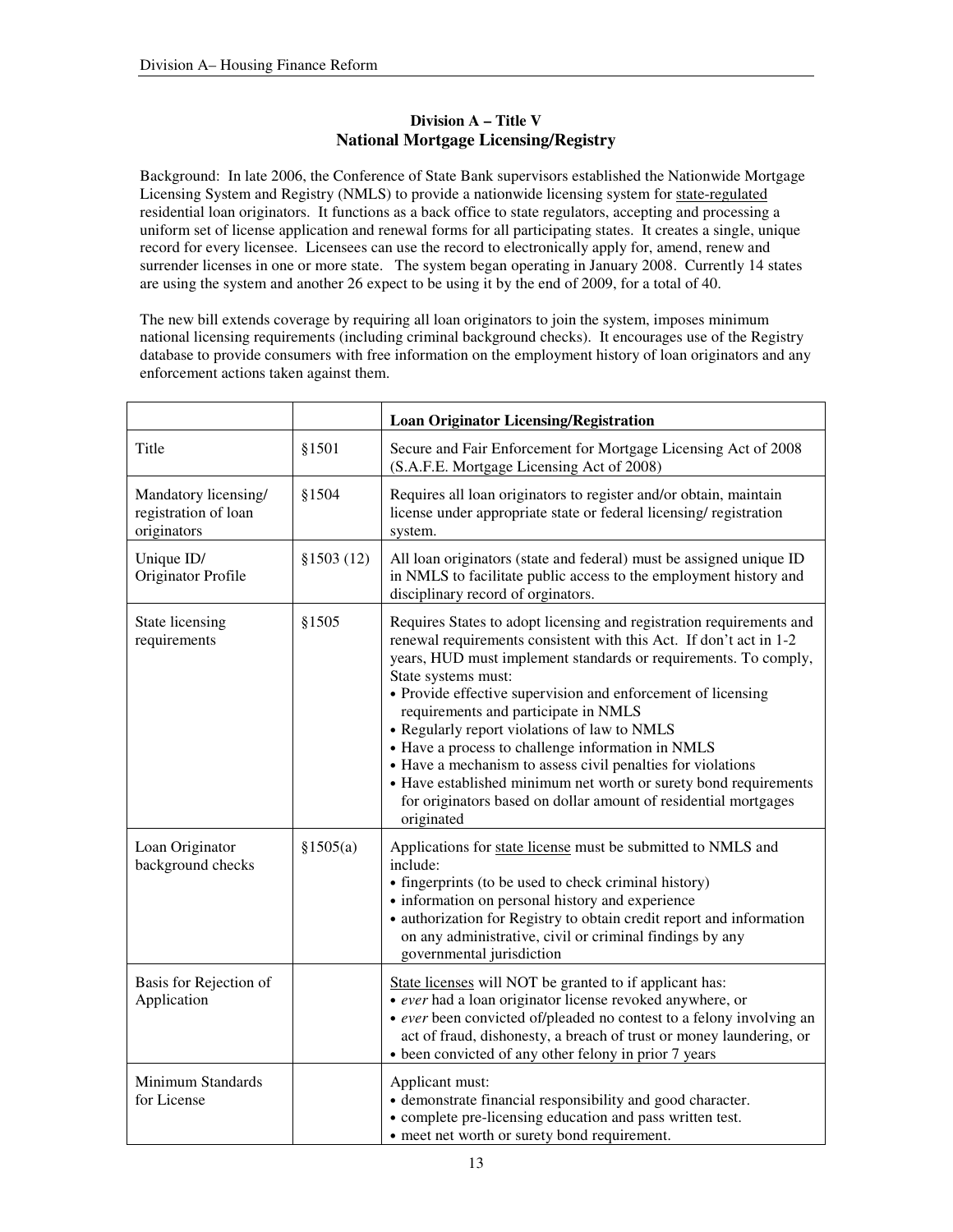## Division A – Title V
## National Mortgage Licensing/Registry

Background: In late 2006, the Conference of State Bank supervisors established the Nationwide Mortgage Licensing System and Registry (NMLS) to provide a nationwide licensing system for <u>state-regulated</u> residential loan originators. It functions as a back office to state regulators, accepting and processing a uniform set of license application and renewal forms for all participating states. It creates a single, unique record for every licensee. Licensees can use the record to electronically apply for, amend, renew and surrender licenses in one or more state. The system began operating in January 2008. Currently 14 states are using the system and another 26 expect to be using it by the end of 2009, for a total of 40.

The new bill extends coverage by requiring all loan originators to join the system, imposes minimum national licensing requirements (including criminal background checks). It encourages use of the Registry database to provide consumers with free information on the employment history of loan originators and any enforcement actions taken against them.

| | | **Loan Originator Licensing/Registration** |
|---|---|---|
| Title | §1501 | Secure and Fair Enforcement for Mortgage Licensing Act of 2008 (S.A.F.E. Mortgage Licensing Act of 2008) |
| Mandatory licensing/ registration of loan originators | §1504 | Requires all loan originators to register and/or obtain, maintain license under appropriate state or federal licensing/ registration system. |
| Unique ID/ Originator Profile | §1503 (12) | All loan originators (state and federal) must be assigned unique ID in NMLS to facilitate public access to the employment history and disciplinary record of orginators. |
| State licensing requirements | §1505 | Requires States to adopt licensing and registration requirements and renewal requirements consistent with this Act. If don't act in 1-2 years, HUD must implement standards or requirements. To comply, State systems must:<br>• Provide effective supervision and enforcement of licensing requirements and participate in NMLS<br>• Regularly report violations of law to NMLS<br>• Have a process to challenge information in NMLS<br>• Have a mechanism to assess civil penalties for violations<br>• Have established minimum net worth or surety bond requirements for originators based on dollar amount of residential mortgages originated |
| Loan Originator background checks | §1505(a) | Applications for <u>state license</u> must be submitted to NMLS and include:<br>• fingerprints (to be used to check criminal history)<br>• information on personal history and experience<br>• authorization for Registry to obtain credit report and information on any administrative, civil or criminal findings by any governmental jurisdiction |
| Basis for Rejection of Application | | <u>State licenses</u> will NOT be granted to if applicant has:<br>• *ever* had a loan originator license revoked anywhere, or<br>• *ever* been convicted of/pleaded no contest to a felony involving an act of fraud, dishonesty, a breach of trust or money laundering, or<br>• been convicted of any other felony in prior 7 years |
| Minimum Standards for License | | Applicant must:<br>• demonstrate financial responsibility and good character.<br>• complete pre-licensing education and pass written test.<br>• meet net worth or surety bond requirement. |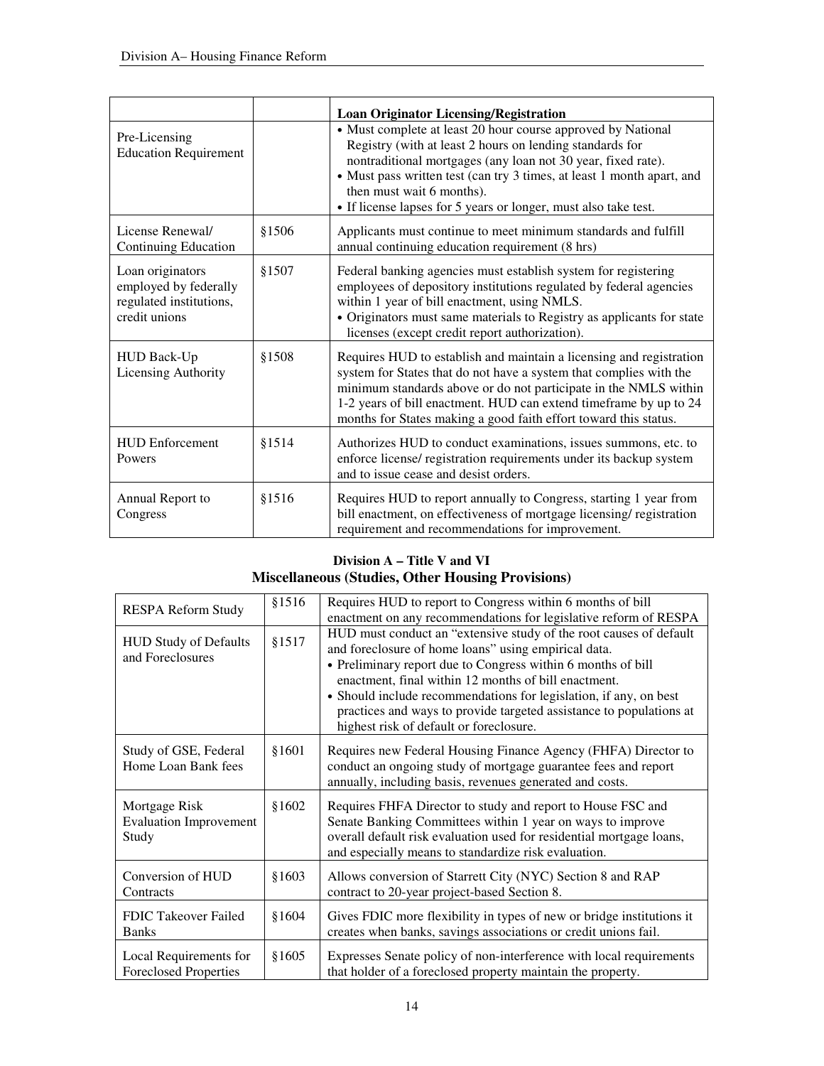| | | Loan Originator Licensing/Registration |
|---|---|---|
| Pre-Licensing Education Requirement | | • Must complete at least 20 hour course approved by National Registry (with at least 2 hours on lending standards for nontraditional mortgages (any loan not 30 year, fixed rate).<br>• Must pass written test (can try 3 times, at least 1 month apart, and then must wait 6 months).<br>• If license lapses for 5 years or longer, must also take test. |
| License Renewal/ Continuing Education | §1506 | Applicants must continue to meet minimum standards and fulfill annual continuing education requirement (8 hrs) |
| Loan originators employed by federally regulated institutions, credit unions | §1507 | Federal banking agencies must establish system for registering employees of depository institutions regulated by federal agencies within 1 year of bill enactment, using NMLS.<br>• Originators must same materials to Registry as applicants for state licenses (except credit report authorization). |
| HUD Back-Up Licensing Authority | §1508 | Requires HUD to establish and maintain a licensing and registration system for States that do not have a system that complies with the minimum standards above or do not participate in the NMLS within 1-2 years of bill enactment. HUD can extend timeframe by up to 24 months for States making a good faith effort toward this status. |
| HUD Enforcement Powers | §1514 | Authorizes HUD to conduct examinations, issues summons, etc. to enforce license/ registration requirements under its backup system and to issue cease and desist orders. |
| Annual Report to Congress | §1516 | Requires HUD to report annually to Congress, starting 1 year from bill enactment, on effectiveness of mortgage licensing/ registration requirement and recommendations for improvement. |

## Division A – Title V and VI
## Miscellaneous (Studies, Other Housing Provisions)

| | | |
|---|---|---|
| RESPA Reform Study | §1516 | Requires HUD to report to Congress within 6 months of bill enactment on any recommendations for legislative reform of RESPA |
| HUD Study of Defaults and Foreclosures | §1517 | HUD must conduct an "extensive study of the root causes of default and foreclosure of home loans" using empirical data.<br>• Preliminary report due to Congress within 6 months of bill enactment, final within 12 months of bill enactment.<br>• Should include recommendations for legislation, if any, on best practices and ways to provide targeted assistance to populations at highest risk of default or foreclosure. |
| Study of GSE, Federal Home Loan Bank fees | §1601 | Requires new Federal Housing Finance Agency (FHFA) Director to conduct an ongoing study of mortgage guarantee fees and report annually, including basis, revenues generated and costs. |
| Mortgage Risk Evaluation Improvement Study | §1602 | Requires FHFA Director to study and report to House FSC and Senate Banking Committees within 1 year on ways to improve overall default risk evaluation used for residential mortgage loans, and especially means to standardize risk evaluation. |
| Conversion of HUD Contracts | §1603 | Allows conversion of Starrett City (NYC) Section 8 and RAP contract to 20-year project-based Section 8. |
| FDIC Takeover Failed Banks | §1604 | Gives FDIC more flexibility in types of new or bridge institutions it creates when banks, savings associations or credit unions fail. |
| Local Requirements for Foreclosed Properties | §1605 | Expresses Senate policy of non-interference with local requirements that holder of a foreclosed property maintain the property. |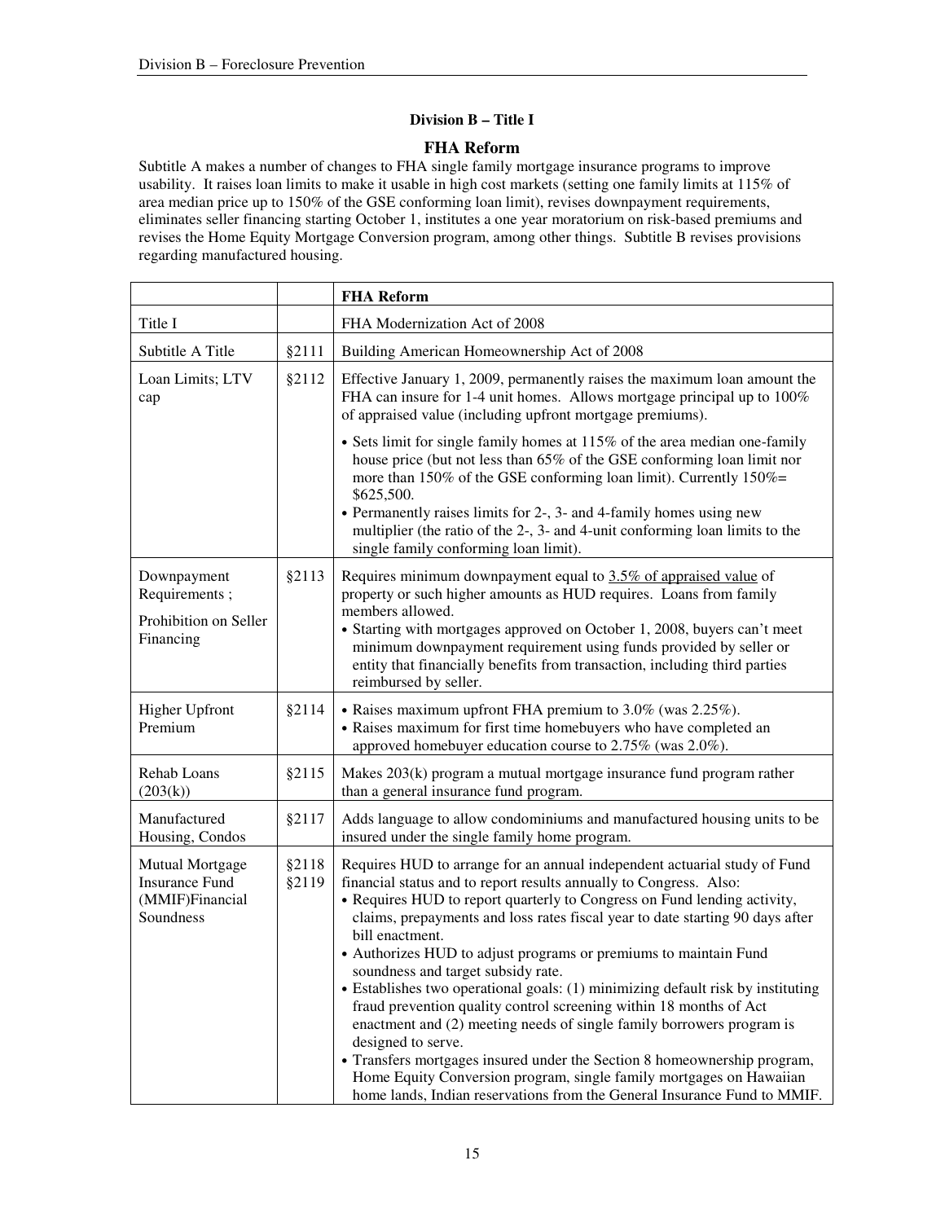## Division B – Title I

### FHA Reform

Subtitle A makes a number of changes to FHA single family mortgage insurance programs to improve usability. It raises loan limits to make it usable in high cost markets (setting one family limits at 115% of area median price up to 150% of the GSE conforming loan limit), revises downpayment requirements, eliminates seller financing starting October 1, institutes a one year moratorium on risk-based premiums and revises the Home Equity Mortgage Conversion program, among other things. Subtitle B revises provisions regarding manufactured housing.

| | | **FHA Reform** |
|---|---|---|
| Title I | | FHA Modernization Act of 2008 |
| Subtitle A Title | §2111 | Building American Homeownership Act of 2008 |
| Loan Limits; LTV cap | §2112 | Effective January 1, 2009, permanently raises the maximum loan amount the FHA can insure for 1-4 unit homes. Allows mortgage principal up to 100% of appraised value (including upfront mortgage premiums).<br>• Sets limit for single family homes at 115% of the area median one-family house price (but not less than 65% of the GSE conforming loan limit nor more than 150% of the GSE conforming loan limit). Currently 150%= $625,500.<br>• Permanently raises limits for 2-, 3- and 4-family homes using new multiplier (the ratio of the 2-, 3- and 4-unit conforming loan limits to the single family conforming loan limit). |
| Downpayment Requirements ;<br>Prohibition on Seller Financing | §2113 | Requires minimum downpayment equal to <u>3.5% of appraised value</u> of property or such higher amounts as HUD requires. Loans from family members allowed.<br>• Starting with mortgages approved on October 1, 2008, buyers can't meet minimum downpayment requirement using funds provided by seller or entity that financially benefits from transaction, including third parties reimbursed by seller. |
| Higher Upfront Premium | §2114 | • Raises maximum upfront FHA premium to 3.0% (was 2.25%).<br>• Raises maximum for first time homebuyers who have completed an approved homebuyer education course to 2.75% (was 2.0%). |
| Rehab Loans (203(k)) | §2115 | Makes 203(k) program a mutual mortgage insurance fund program rather than a general insurance fund program. |
| Manufactured Housing, Condos | §2117 | Adds language to allow condominiums and manufactured housing units to be insured under the single family home program. |
| Mutual Mortgage Insurance Fund (MMIF)Financial Soundness | §2118<br>§2119 | Requires HUD to arrange for an annual independent actuarial study of Fund financial status and to report results annually to Congress. Also:<br>• Requires HUD to report quarterly to Congress on Fund lending activity, claims, prepayments and loss rates fiscal year to date starting 90 days after bill enactment.<br>• Authorizes HUD to adjust programs or premiums to maintain Fund soundness and target subsidy rate.<br>• Establishes two operational goals: (1) minimizing default risk by instituting fraud prevention quality control screening within 18 months of Act enactment and (2) meeting needs of single family borrowers program is designed to serve.<br>• Transfers mortgages insured under the Section 8 homeownership program, Home Equity Conversion program, single family mortgages on Hawaiian home lands, Indian reservations from the General Insurance Fund to MMIF. |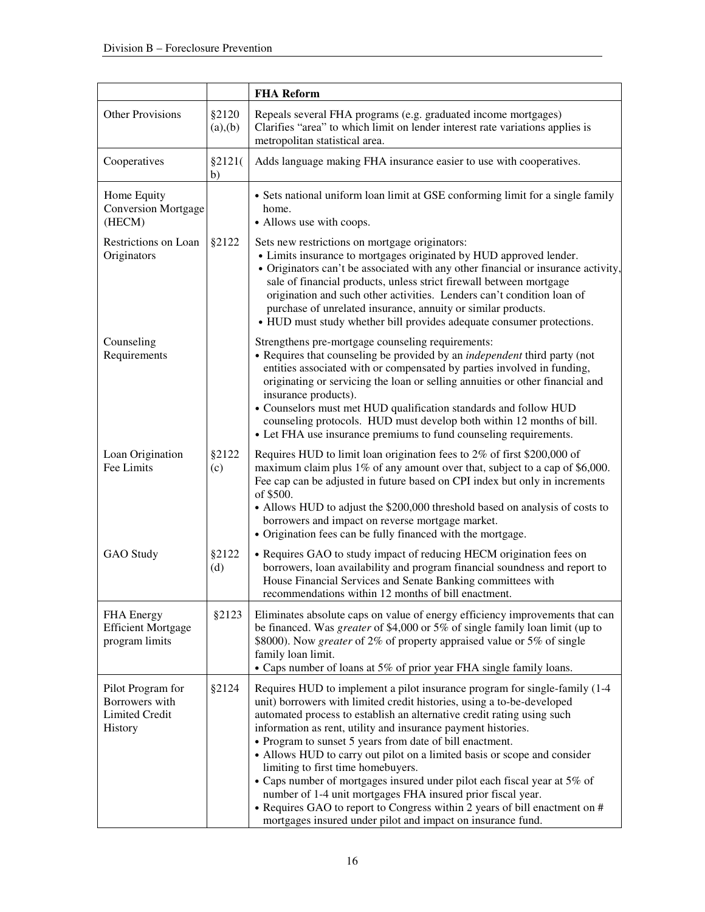| | | **FHA Reform** |
|---|---|---|
| Other Provisions | §2120 (a),(b) | Repeals several FHA programs (e.g. graduated income mortgages)<br>Clarifies "area" to which limit on lender interest rate variations applies is metropolitan statistical area. |
| Cooperatives | §2121(b) | Adds language making FHA insurance easier to use with cooperatives. |
| Home Equity Conversion Mortgage (HECM) | | • Sets national uniform loan limit at GSE conforming limit for a single family home.<br>• Allows use with coops. |
| Restrictions on Loan Originators | §2122 | Sets new restrictions on mortgage originators:<br>• Limits insurance to mortgages originated by HUD approved lender.<br>• Originators can't be associated with any other financial or insurance activity, sale of financial products, unless strict firewall between mortgage origination and such other activities. Lenders can't condition loan of purchase of unrelated insurance, annuity or similar products.<br>• HUD must study whether bill provides adequate consumer protections. |
| Counseling Requirements | | Strengthens pre-mortgage counseling requirements:<br>• Requires that counseling be provided by an *independent* third party (not entities associated with or compensated by parties involved in funding, originating or servicing the loan or selling annuities or other financial and insurance products).<br>• Counselors must met HUD qualification standards and follow HUD counseling protocols. HUD must develop both within 12 months of bill.<br>• Let FHA use insurance premiums to fund counseling requirements. |
| Loan Origination Fee Limits | §2122 (c) | Requires HUD to limit loan origination fees to 2% of first $200,000 of maximum claim plus 1% of any amount over that, subject to a cap of $6,000. Fee cap can be adjusted in future based on CPI index but only in increments of $500.<br>• Allows HUD to adjust the $200,000 threshold based on analysis of costs to borrowers and impact on reverse mortgage market.<br>• Origination fees can be fully financed with the mortgage. |
| GAO Study | §2122 (d) | • Requires GAO to study impact of reducing HECM origination fees on borrowers, loan availability and program financial soundness and report to House Financial Services and Senate Banking committees with recommendations within 12 months of bill enactment. |
| FHA Energy Efficient Mortgage program limits | §2123 | Eliminates absolute caps on value of energy efficiency improvements that can be financed. Was *greater* of $4,000 or 5% of single family loan limit (up to $8000). Now *greater* of 2% of property appraised value or 5% of single family loan limit.<br>• Caps number of loans at 5% of prior year FHA single family loans. |
| Pilot Program for Borrowers with Limited Credit History | §2124 | Requires HUD to implement a pilot insurance program for single-family (1-4 unit) borrowers with limited credit histories, using a to-be-developed automated process to establish an alternative credit rating using such information as rent, utility and insurance payment histories.<br>• Program to sunset 5 years from date of bill enactment.<br>• Allows HUD to carry out pilot on a limited basis or scope and consider limiting to first time homebuyers.<br>• Caps number of mortgages insured under pilot each fiscal year at 5% of number of 1-4 unit mortgages FHA insured prior fiscal year.<br>• Requires GAO to report to Congress within 2 years of bill enactment on # mortgages insured under pilot and impact on insurance fund. |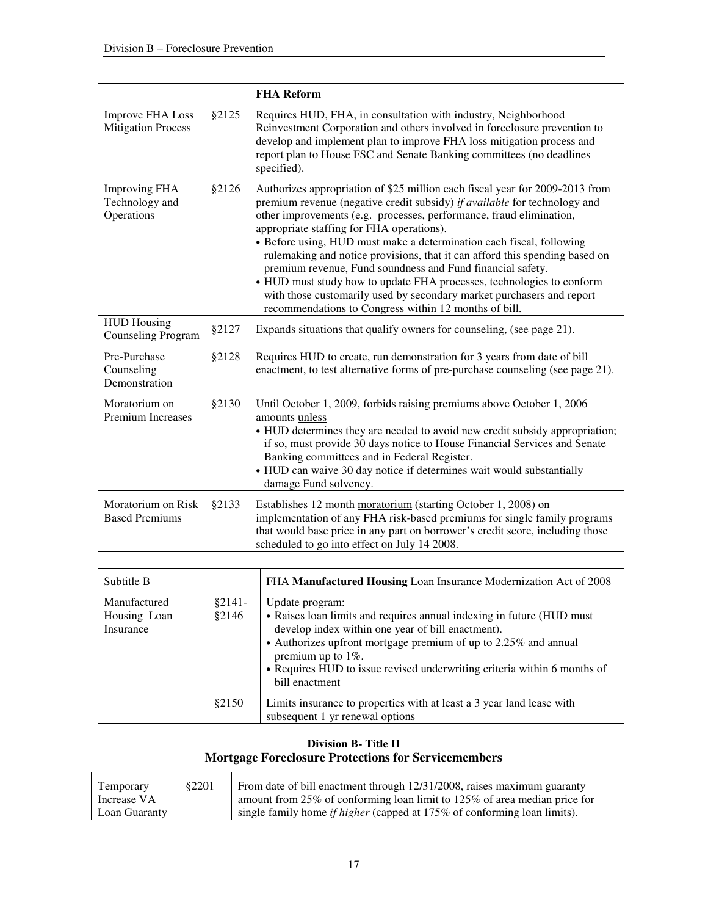| | | **FHA Reform** |
|---|---|---|
| Improve FHA Loss Mitigation Process | §2125 | Requires HUD, FHA, in consultation with industry, Neighborhood Reinvestment Corporation and others involved in foreclosure prevention to develop and implement plan to improve FHA loss mitigation process and report plan to House FSC and Senate Banking committees (no deadlines specified). |
| Improving FHA Technology and Operations | §2126 | Authorizes appropriation of \$25 million each fiscal year for 2009-2013 from premium revenue (negative credit subsidy) *if available* for technology and other improvements (e.g. processes, performance, fraud elimination, appropriate staffing for FHA operations).<br>• Before using, HUD must make a determination each fiscal, following rulemaking and notice provisions, that it can afford this spending based on premium revenue, Fund soundness and Fund financial safety.<br>• HUD must study how to update FHA processes, technologies to conform with those customarily used by secondary market purchasers and report recommendations to Congress within 12 months of bill. |
| HUD Housing Counseling Program | §2127 | Expands situations that qualify owners for counseling, (see page 21). |
| Pre-Purchase Counseling Demonstration | §2128 | Requires HUD to create, run demonstration for 3 years from date of bill enactment, to test alternative forms of pre-purchase counseling (see page 21). |
| Moratorium on Premium Increases | §2130 | Until October 1, 2009, forbids raising premiums above October 1, 2006 amounts <u>unless</u><br>• HUD determines they are needed to avoid new credit subsidy appropriation; if so, must provide 30 days notice to House Financial Services and Senate Banking committees and in Federal Register.<br>• HUD can waive 30 day notice if determines wait would substantially damage Fund solvency. |
| Moratorium on Risk Based Premiums | §2133 | Establishes 12 month <u>moratorium</u> (starting October 1, 2008) on implementation of any FHA risk-based premiums for single family programs that would base price in any part on borrower's credit score, including those scheduled to go into effect on July 14 2008. |

| Subtitle B | | FHA **Manufactured Housing** Loan Insurance Modernization Act of 2008 |
|---|---|---|
| Manufactured Housing Loan Insurance | §2141-§2146 | Update program:<br>• Raises loan limits and requires annual indexing in future (HUD must develop index within one year of bill enactment).<br>• Authorizes upfront mortgage premium of up to 2.25% and annual premium up to 1%.<br>• Requires HUD to issue revised underwriting criteria within 6 months of bill enactment |
| | §2150 | Limits insurance to properties with at least a 3 year land lease with subsequent 1 yr renewal options |

**Division B- Title II**
**Mortgage Foreclosure Protections for Servicemembers**

| Temporary Increase VA Loan Guaranty | §2201 | From date of bill enactment through 12/31/2008, raises maximum guaranty amount from 25% of conforming loan limit to 125% of area median price for single family home *if higher* (capped at 175% of conforming loan limits). |
|---|---|---|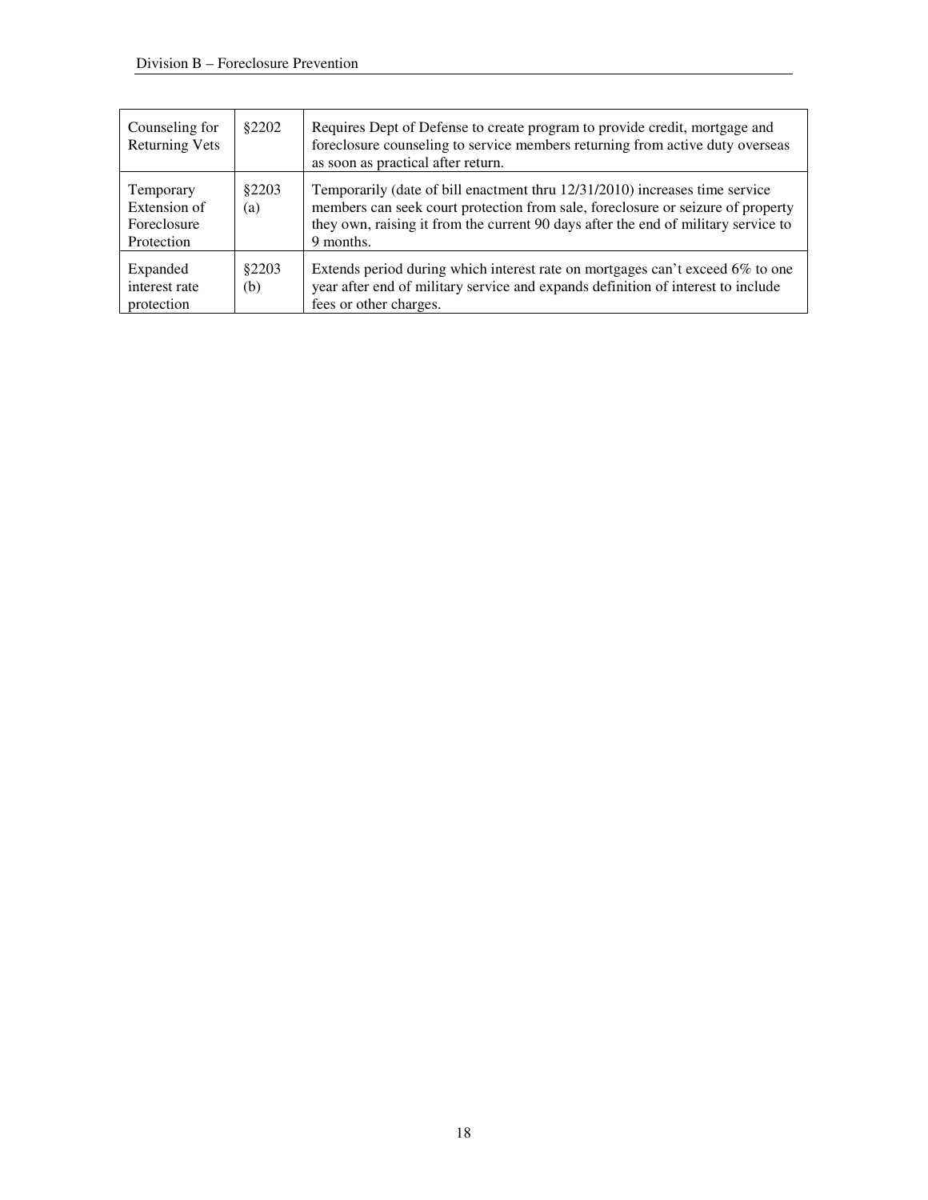| Counseling for Returning Vets | §2202 | Requires Dept of Defense to create program to provide credit, mortgage and foreclosure counseling to service members returning from active duty overseas as soon as practical after return. |
|---|---|---|
| Temporary Extension of Foreclosure Protection | §2203 (a) | Temporarily (date of bill enactment thru 12/31/2010) increases time service members can seek court protection from sale, foreclosure or seizure of property they own, raising it from the current 90 days after the end of military service to 9 months. |
| Expanded interest rate protection | §2203 (b) | Extends period during which interest rate on mortgages can't exceed 6% to one year after end of military service and expands definition of interest to include fees or other charges. |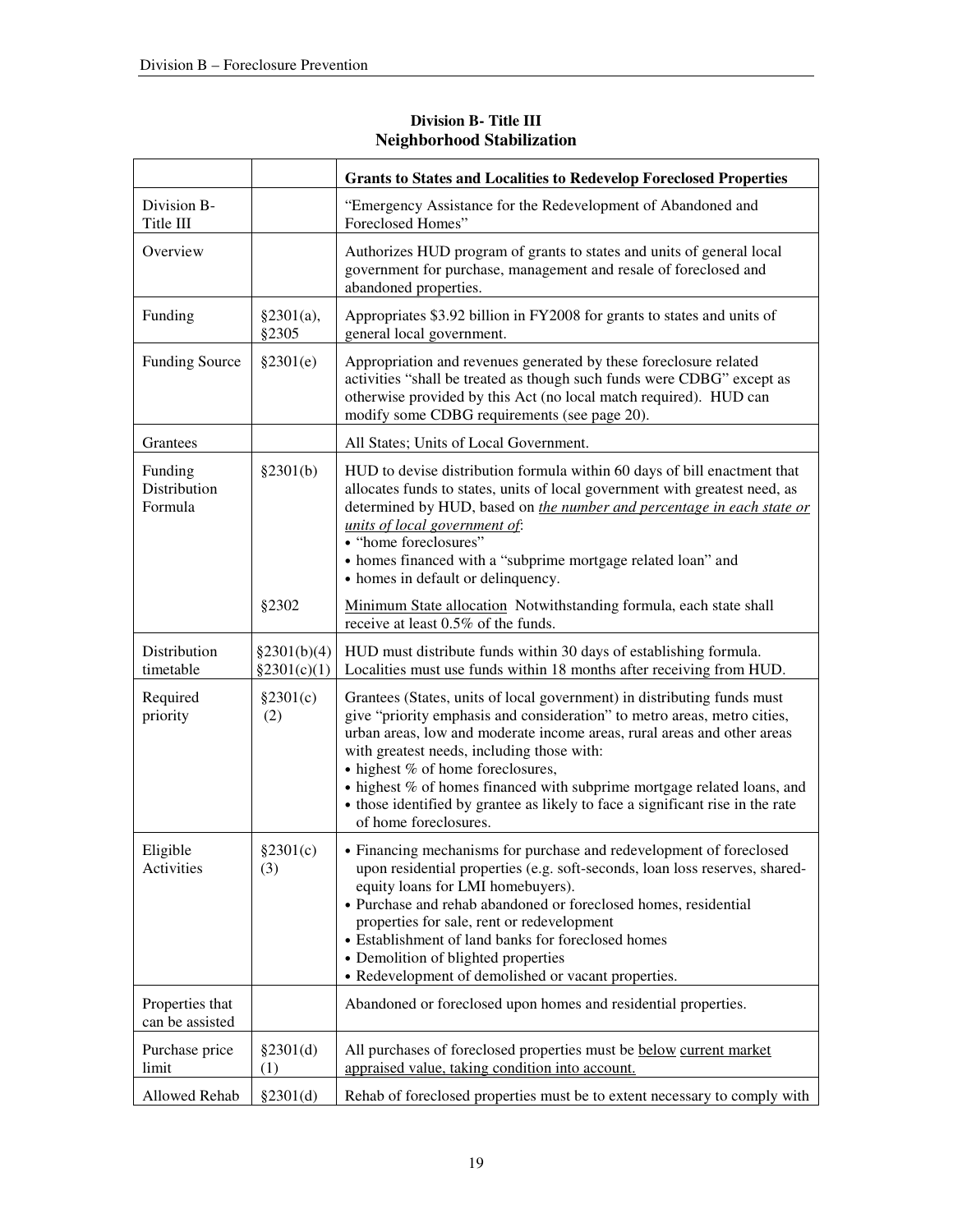## Division B- Title III
## Neighborhood Stabilization

| | | **Grants to States and Localities to Redevelop Foreclosed Properties** |
|---|---|---|
| Division B-Title III | | "Emergency Assistance for the Redevelopment of Abandoned and Foreclosed Homes" |
| Overview | | Authorizes HUD program of grants to states and units of general local government for purchase, management and resale of foreclosed and abandoned properties. |
| Funding | §2301(a), §2305 | Appropriates $3.92 billion in FY2008 for grants to states and units of general local government. |
| Funding Source | §2301(e) | Appropriation and revenues generated by these foreclosure related activities "shall be treated as though such funds were CDBG" except as otherwise provided by this Act (no local match required). HUD can modify some CDBG requirements (see page 20). |
| Grantees | | All States; Units of Local Government. |
| Funding Distribution Formula | §2301(b)<br><br>§2302 | HUD to devise distribution formula within 60 days of bill enactment that allocates funds to states, units of local government with greatest need, as determined by HUD, based on ***the number and percentage in each state or units of local government of***:<br>• "home foreclosures"<br>• homes financed with a "subprime mortgage related loan" and<br>• homes in default or delinquency.<br><br>Minimum State allocation Notwithstanding formula, each state shall receive at least 0.5% of the funds. |
| Distribution timetable | §2301(b)(4)<br>§2301(c)(1) | HUD must distribute funds within 30 days of establishing formula. Localities must use funds within 18 months after receiving from HUD. |
| Required priority | §2301(c) (2) | Grantees (States, units of local government) in distributing funds must give "priority emphasis and consideration" to metro areas, metro cities, urban areas, low and moderate income areas, rural areas and other areas with greatest needs, including those with:<br>• highest % of home foreclosures,<br>• highest % of homes financed with subprime mortgage related loans, and<br>• those identified by grantee as likely to face a significant rise in the rate of home foreclosures. |
| Eligible Activities | §2301(c) (3) | • Financing mechanisms for purchase and redevelopment of foreclosed upon residential properties (e.g. soft-seconds, loan loss reserves, shared-equity loans for LMI homebuyers).<br>• Purchase and rehab abandoned or foreclosed homes, residential properties for sale, rent or redevelopment<br>• Establishment of land banks for foreclosed homes<br>• Demolition of blighted properties<br>• Redevelopment of demolished or vacant properties. |
| Properties that can be assisted | | Abandoned or foreclosed upon homes and residential properties. |
| Purchase price limit | §2301(d) (1) | All purchases of foreclosed properties must be below current market appraised value, taking condition into account. |
| Allowed Rehab | §2301(d) | Rehab of foreclosed properties must be to extent necessary to comply with |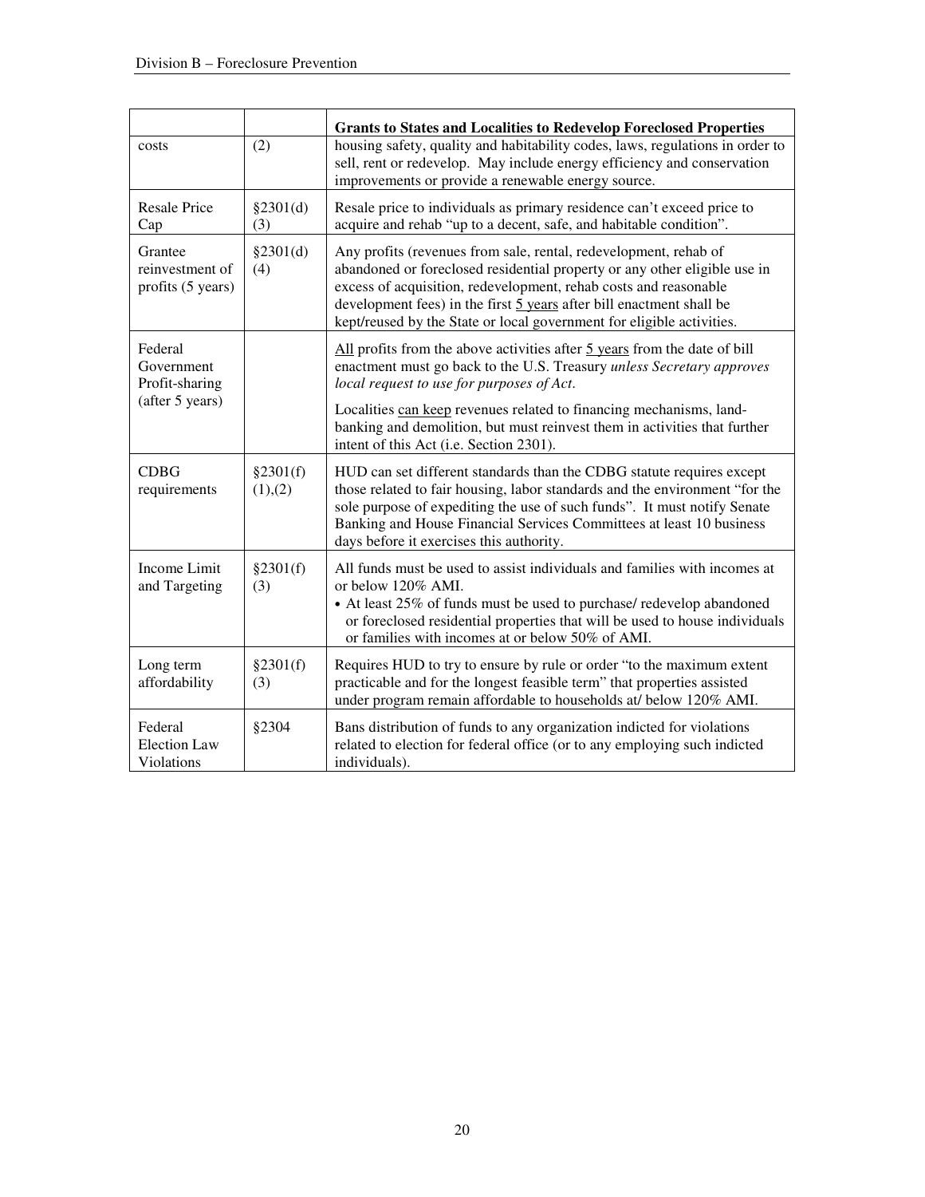| | | **Grants to States and Localities to Redevelop Foreclosed Properties** |
|---|---|---|
| costs | (2) | housing safety, quality and habitability codes, laws, regulations in order to sell, rent or redevelop. May include energy efficiency and conservation improvements or provide a renewable energy source. |
| Resale Price Cap | §2301(d)(3) | Resale price to individuals as primary residence can't exceed price to acquire and rehab "up to a decent, safe, and habitable condition". |
| Grantee reinvestment of profits (5 years) | §2301(d)(4) | Any profits (revenues from sale, rental, redevelopment, rehab of abandoned or foreclosed residential property or any other eligible use in excess of acquisition, redevelopment, rehab costs and reasonable development fees) in the first <u>5 years</u> after bill enactment shall be kept/reused by the State or local government for eligible activities. |
| Federal Government Profit-sharing (after 5 years) | | <u>All</u> profits from the above activities after <u>5 years</u> from the date of bill enactment must go back to the U.S. Treasury *unless Secretary approves local request to use for purposes of Act*. Localities <u>can keep</u> revenues related to financing mechanisms, land-banking and demolition, but must reinvest them in activities that further intent of this Act (i.e. Section 2301). |
| CDBG requirements | §2301(f)(1),(2) | HUD can set different standards than the CDBG statute requires except those related to fair housing, labor standards and the environment "for the sole purpose of expediting the use of such funds". It must notify Senate Banking and House Financial Services Committees at least 10 business days before it exercises this authority. |
| Income Limit and Targeting | §2301(f)(3) | All funds must be used to assist individuals and families with incomes at or below 120% AMI. • At least 25% of funds must be used to purchase/ redevelop abandoned or foreclosed residential properties that will be used to house individuals or families with incomes at or below 50% of AMI. |
| Long term affordability | §2301(f)(3) | Requires HUD to try to ensure by rule or order "to the maximum extent practicable and for the longest feasible term" that properties assisted under program remain affordable to households at/ below 120% AMI. |
| Federal Election Law Violations | §2304 | Bans distribution of funds to any organization indicted for violations related to election for federal office (or to any employing such indicted individuals). |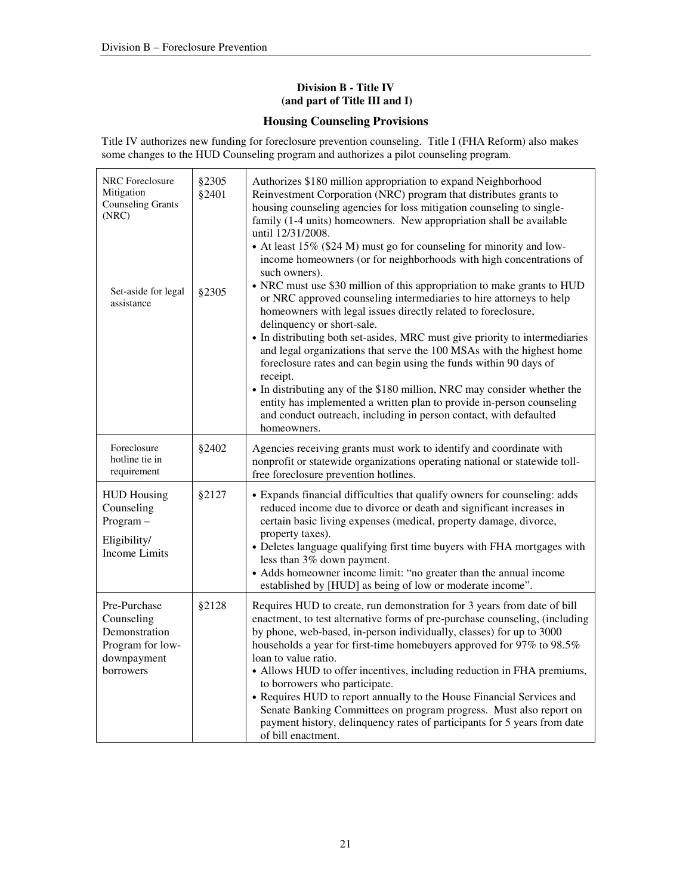**Division B - Title IV**
**(and part of Title III and I)**

## Housing Counseling Provisions

Title IV authorizes new funding for foreclosure prevention counseling. Title I (FHA Reform) also makes some changes to the HUD Counseling program and authorizes a pilot counseling program.

| | | |
|---|---|---|
| NRC Foreclosure Mitigation Counseling Grants (NRC)<br><br>Set-aside for legal assistance | §2305<br>§2401<br><br>§2305 | Authorizes $180 million appropriation to expand Neighborhood Reinvestment Corporation (NRC) program that distributes grants to housing counseling agencies for loss mitigation counseling to single-family (1-4 units) homeowners. New appropriation shall be available until 12/31/2008.<br>• At least 15% ($24 M) must go for counseling for minority and low-income homeowners (or for neighborhoods with high concentrations of such owners).<br>• NRC must use $30 million of this appropriation to make grants to HUD or NRC approved counseling intermediaries to hire attorneys to help homeowners with legal issues directly related to foreclosure, delinquency or short-sale.<br>• In distributing both set-asides, MRC must give priority to intermediaries and legal organizations that serve the 100 MSAs with the highest home foreclosure rates and can begin using the funds within 90 days of receipt.<br>• In distributing any of the $180 million, NRC may consider whether the entity has implemented a written plan to provide in-person counseling and conduct outreach, including in person contact, with defaulted homeowners. |
| Foreclosure hotline tie in requirement | §2402 | Agencies receiving grants must work to identify and coordinate with nonprofit or statewide organizations operating national or statewide toll-free foreclosure prevention hotlines. |
| HUD Housing Counseling Program –<br>Eligibility/ Income Limits | §2127 | • Expands financial difficulties that qualify owners for counseling: adds reduced income due to divorce or death and significant increases in certain basic living expenses (medical, property damage, divorce, property taxes).<br>• Deletes language qualifying first time buyers with FHA mortgages with less than 3% down payment.<br>• Adds homeowner income limit: "no greater than the annual income established by [HUD] as being of low or moderate income". |
| Pre-Purchase Counseling Demonstration Program for low-downpayment borrowers | §2128 | Requires HUD to create, run demonstration for 3 years from date of bill enactment, to test alternative forms of pre-purchase counseling, (including by phone, web-based, in-person individually, classes) for up to 3000 households a year for first-time homebuyers approved for 97% to 98.5% loan to value ratio.<br>• Allows HUD to offer incentives, including reduction in FHA premiums, to borrowers who participate.<br>• Requires HUD to report annually to the House Financial Services and Senate Banking Committees on program progress. Must also report on payment history, delinquency rates of participants for 5 years from date of bill enactment. |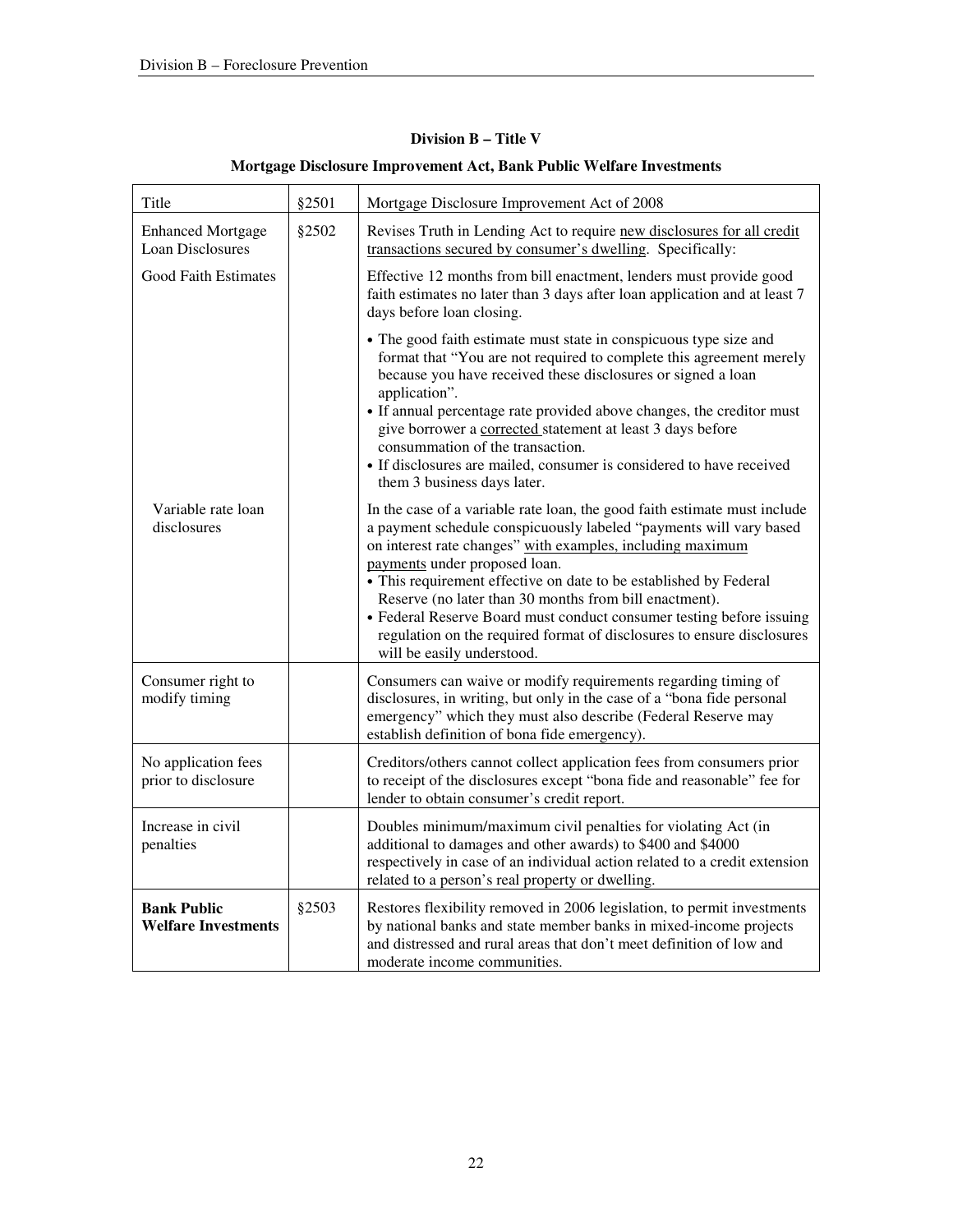## Division B – Title V

### Mortgage Disclosure Improvement Act, Bank Public Welfare Investments

| Title | §2501 | Mortgage Disclosure Improvement Act of 2008 |
|---|---|---|
| Enhanced Mortgage Loan Disclosures | §2502 | Revises Truth in Lending Act to require new disclosures for all credit transactions secured by consumer's dwelling. Specifically: |
| Good Faith Estimates | | Effective 12 months from bill enactment, lenders must provide good faith estimates no later than 3 days after loan application and at least 7 days before loan closing. |
| | | • The good faith estimate must state in conspicuous type size and format that "You are not required to complete this agreement merely because you have received these disclosures or signed a loan application".<br>• If annual percentage rate provided above changes, the creditor must give borrower a corrected statement at least 3 days before consummation of the transaction.<br>• If disclosures are mailed, consumer is considered to have received them 3 business days later. |
| Variable rate loan disclosures | | In the case of a variable rate loan, the good faith estimate must include a payment schedule conspicuously labeled "payments will vary based on interest rate changes" with examples, including maximum payments under proposed loan.<br>• This requirement effective on date to be established by Federal Reserve (no later than 30 months from bill enactment).<br>• Federal Reserve Board must conduct consumer testing before issuing regulation on the required format of disclosures to ensure disclosures will be easily understood. |
| Consumer right to modify timing | | Consumers can waive or modify requirements regarding timing of disclosures, in writing, but only in the case of a "bona fide personal emergency" which they must also describe (Federal Reserve may establish definition of bona fide emergency). |
| No application fees prior to disclosure | | Creditors/others cannot collect application fees from consumers prior to receipt of the disclosures except "bona fide and reasonable" fee for lender to obtain consumer's credit report. |
| Increase in civil penalties | | Doubles minimum/maximum civil penalties for violating Act (in additional to damages and other awards) to $400 and $4000 respectively in case of an individual action related to a credit extension related to a person's real property or dwelling. |
| **Bank Public Welfare Investments** | §2503 | Restores flexibility removed in 2006 legislation, to permit investments by national banks and state member banks in mixed-income projects and distressed and rural areas that don't meet definition of low and moderate income communities. |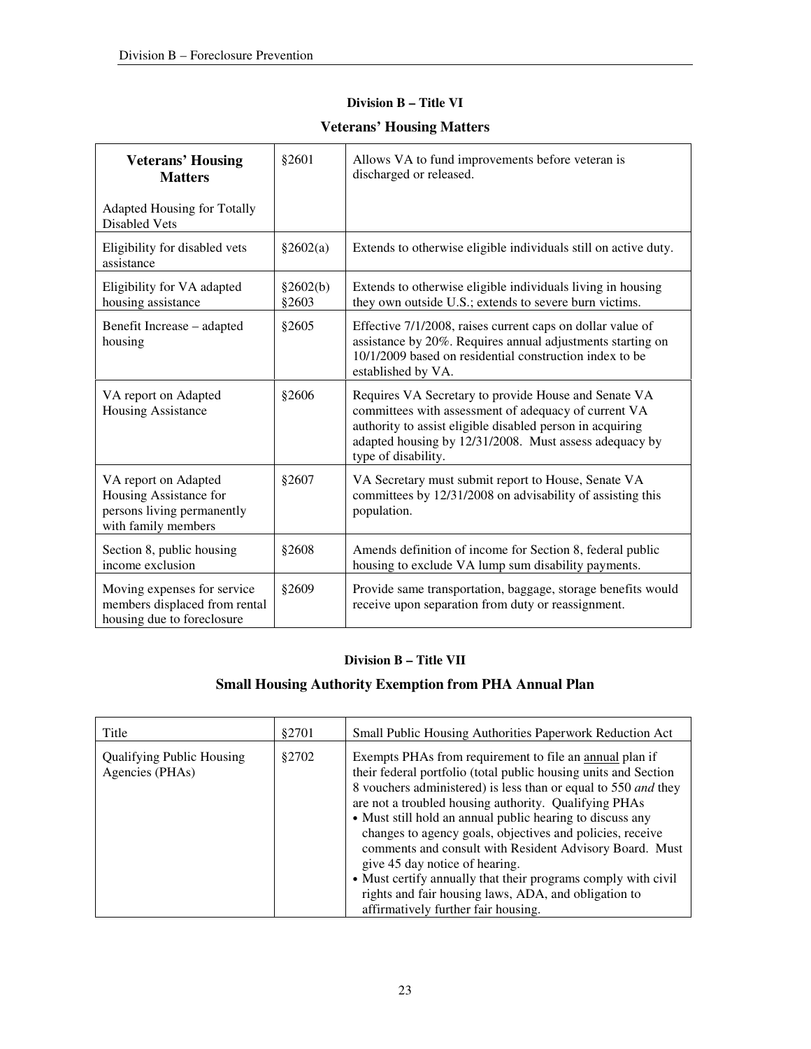## Division B – Title VI

## Veterans' Housing Matters

| **Veterans' Housing Matters**<br><br>Adapted Housing for Totally Disabled Vets | §2601 | Allows VA to fund improvements before veteran is discharged or released. |
|---|---|---|
| Eligibility for disabled vets assistance | §2602(a) | Extends to otherwise eligible individuals still on active duty. |
| Eligibility for VA adapted housing assistance | §2602(b)<br>§2603 | Extends to otherwise eligible individuals living in housing they own outside U.S.; extends to severe burn victims. |
| Benefit Increase – adapted housing | §2605 | Effective 7/1/2008, raises current caps on dollar value of assistance by 20%. Requires annual adjustments starting on 10/1/2009 based on residential construction index to be established by VA. |
| VA report on Adapted Housing Assistance | §2606 | Requires VA Secretary to provide House and Senate VA committees with assessment of adequacy of current VA authority to assist eligible disabled person in acquiring adapted housing by 12/31/2008. Must assess adequacy by type of disability. |
| VA report on Adapted Housing Assistance for persons living permanently with family members | §2607 | VA Secretary must submit report to House, Senate VA committees by 12/31/2008 on advisability of assisting this population. |
| Section 8, public housing income exclusion | §2608 | Amends definition of income for Section 8, federal public housing to exclude VA lump sum disability payments. |
| Moving expenses for service members displaced from rental housing due to foreclosure | §2609 | Provide same transportation, baggage, storage benefits would receive upon separation from duty or reassignment. |

## Division B – Title VII

## Small Housing Authority Exemption from PHA Annual Plan

| Title | §2701 | Small Public Housing Authorities Paperwork Reduction Act |
|---|---|---|
| Qualifying Public Housing Agencies (PHAs) | §2702 | Exempts PHAs from requirement to file an annual plan if their federal portfolio (total public housing units and Section 8 vouchers administered) is less than or equal to 550 *and* they are not a troubled housing authority. Qualifying PHAs<br>• Must still hold an annual public hearing to discuss any changes to agency goals, objectives and policies, receive comments and consult with Resident Advisory Board. Must give 45 day notice of hearing.<br>• Must certify annually that their programs comply with civil rights and fair housing laws, ADA, and obligation to affirmatively further fair housing. |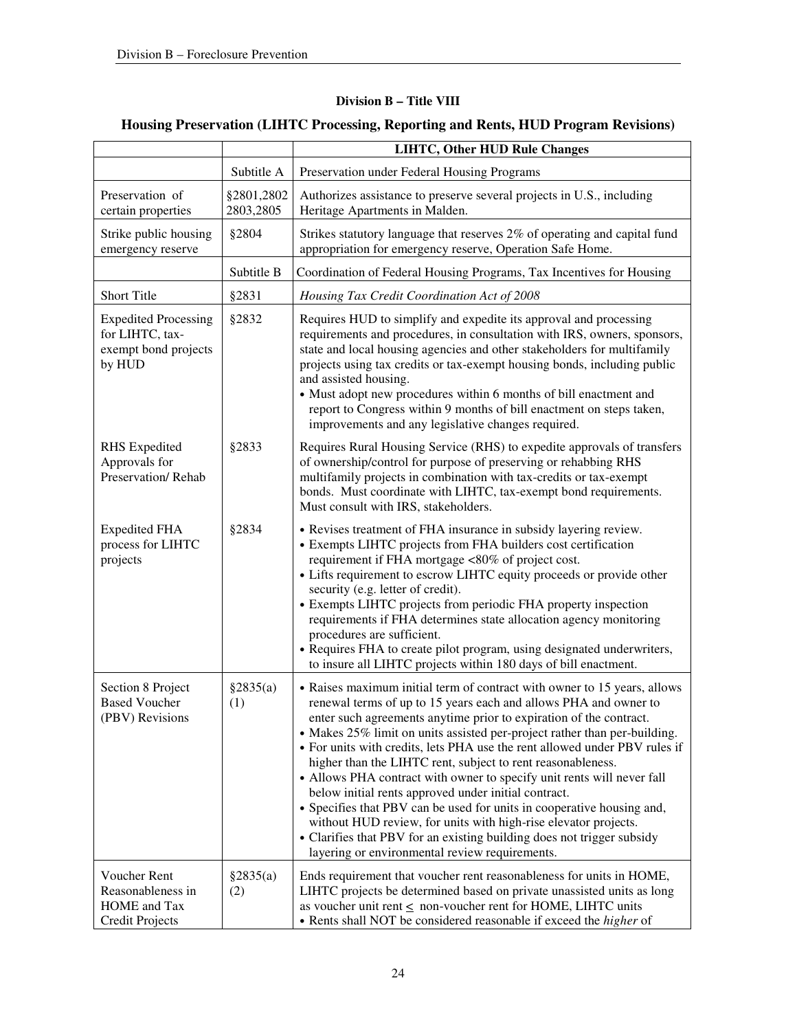**Division B – Title VIII**

**Housing Preservation (LIHTC Processing, Reporting and Rents, HUD Program Revisions)**

| | | **LIHTC, Other HUD Rule Changes** |
|---|---|---|
| | Subtitle A | Preservation under Federal Housing Programs |
| Preservation of certain properties | §2801,2802 2803,2805 | Authorizes assistance to preserve several projects in U.S., including Heritage Apartments in Malden. |
| Strike public housing emergency reserve | §2804 | Strikes statutory language that reserves 2% of operating and capital fund appropriation for emergency reserve, Operation Safe Home. |
| | Subtitle B | Coordination of Federal Housing Programs, Tax Incentives for Housing |
| Short Title | §2831 | *Housing Tax Credit Coordination Act of 2008* |
| Expedited Processing for LIHTC, tax-exempt bond projects by HUD | §2832 | Requires HUD to simplify and expedite its approval and processing requirements and procedures, in consultation with IRS, owners, sponsors, state and local housing agencies and other stakeholders for multifamily projects using tax credits or tax-exempt housing bonds, including public and assisted housing.<br>• Must adopt new procedures within 6 months of bill enactment and report to Congress within 9 months of bill enactment on steps taken, improvements and any legislative changes required. |
| RHS Expedited Approvals for Preservation/ Rehab | §2833 | Requires Rural Housing Service (RHS) to expedite approvals of transfers of ownership/control for purpose of preserving or rehabbing RHS multifamily projects in combination with tax-credits or tax-exempt bonds. Must coordinate with LIHTC, tax-exempt bond requirements. Must consult with IRS, stakeholders. |
| Expedited FHA process for LIHTC projects | §2834 | • Revises treatment of FHA insurance in subsidy layering review.<br>• Exempts LIHTC projects from FHA builders cost certification requirement if FHA mortgage <80% of project cost.<br>• Lifts requirement to escrow LIHTC equity proceeds or provide other security (e.g. letter of credit).<br>• Exempts LIHTC projects from periodic FHA property inspection requirements if FHA determines state allocation agency monitoring procedures are sufficient.<br>• Requires FHA to create pilot program, using designated underwriters, to insure all LIHTC projects within 180 days of bill enactment. |
| Section 8 Project Based Voucher (PBV) Revisions | §2835(a) (1) | • Raises maximum initial term of contract with owner to 15 years, allows renewal terms of up to 15 years each and allows PHA and owner to enter such agreements anytime prior to expiration of the contract.<br>• Makes 25% limit on units assisted per-project rather than per-building.<br>• For units with credits, lets PHA use the rent allowed under PBV rules if higher than the LIHTC rent, subject to rent reasonableness.<br>• Allows PHA contract with owner to specify unit rents will never fall below initial rents approved under initial contract.<br>• Specifies that PBV can be used for units in cooperative housing and, without HUD review, for units with high-rise elevator projects.<br>• Clarifies that PBV for an existing building does not trigger subsidy layering or environmental review requirements. |
| Voucher Rent Reasonableness in HOME and Tax Credit Projects | §2835(a) (2) | Ends requirement that voucher rent reasonableness for units in HOME, LIHTC projects be determined based on private unassisted units as long as voucher unit rent ≤ non-voucher rent for HOME, LIHTC units<br>• Rents shall NOT be considered reasonable if exceed the *higher* of |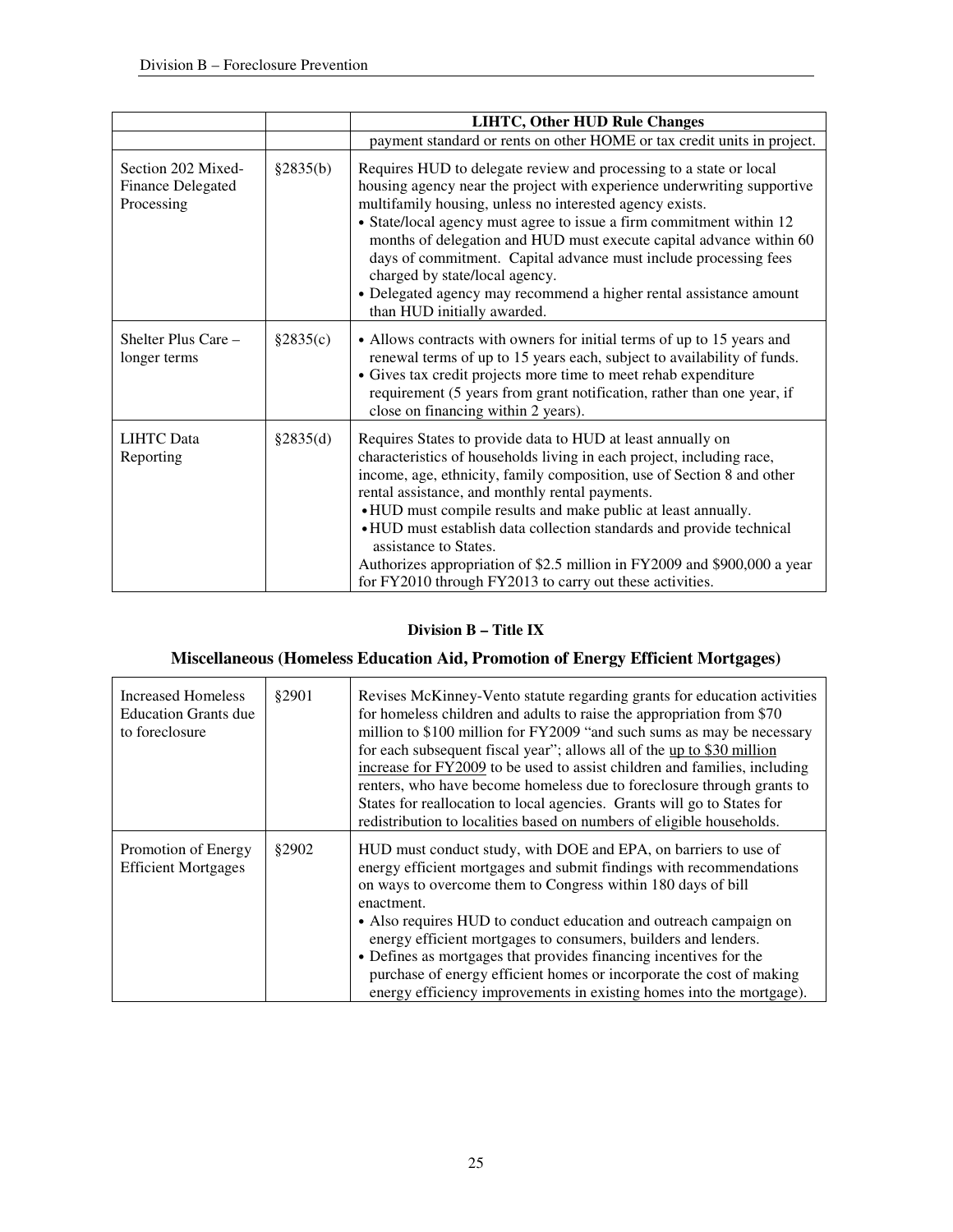|  |  | **LIHTC, Other HUD Rule Changes** |
|---|---|---|
|  |  | payment standard or rents on other HOME or tax credit units in project. |
| Section 202 Mixed-Finance Delegated Processing | §2835(b) | Requires HUD to delegate review and processing to a state or local housing agency near the project with experience underwriting supportive multifamily housing, unless no interested agency exists.<br>• State/local agency must agree to issue a firm commitment within 12 months of delegation and HUD must execute capital advance within 60 days of commitment. Capital advance must include processing fees charged by state/local agency.<br>• Delegated agency may recommend a higher rental assistance amount than HUD initially awarded. |
| Shelter Plus Care – longer terms | §2835(c) | • Allows contracts with owners for initial terms of up to 15 years and renewal terms of up to 15 years each, subject to availability of funds.<br>• Gives tax credit projects more time to meet rehab expenditure requirement (5 years from grant notification, rather than one year, if close on financing within 2 years). |
| LIHTC Data Reporting | §2835(d) | Requires States to provide data to HUD at least annually on characteristics of households living in each project, including race, income, age, ethnicity, family composition, use of Section 8 and other rental assistance, and monthly rental payments.<br>• HUD must compile results and make public at least annually.<br>• HUD must establish data collection standards and provide technical assistance to States.<br>Authorizes appropriation of $2.5 million in FY2009 and $900,000 a year for FY2010 through FY2013 to carry out these activities. |

## Division B – Title IX

## Miscellaneous (Homeless Education Aid, Promotion of Energy Efficient Mortgages)

| | | |
|---|---|---|
| Increased Homeless Education Grants due to foreclosure | §2901 | Revises McKinney-Vento statute regarding grants for education activities for homeless children and adults to raise the appropriation from $70 million to $100 million for FY2009 "and such sums as may be necessary for each subsequent fiscal year"; allows all of the up to $30 million increase for FY2009 to be used to assist children and families, including renters, who have become homeless due to foreclosure through grants to States for reallocation to local agencies. Grants will go to States for redistribution to localities based on numbers of eligible households. |
| Promotion of Energy Efficient Mortgages | §2902 | HUD must conduct study, with DOE and EPA, on barriers to use of energy efficient mortgages and submit findings with recommendations on ways to overcome them to Congress within 180 days of bill enactment.<br>• Also requires HUD to conduct education and outreach campaign on energy efficient mortgages to consumers, builders and lenders.<br>• Defines as mortgages that provides financing incentives for the purchase of energy efficient homes or incorporate the cost of making energy efficiency improvements in existing homes into the mortgage). |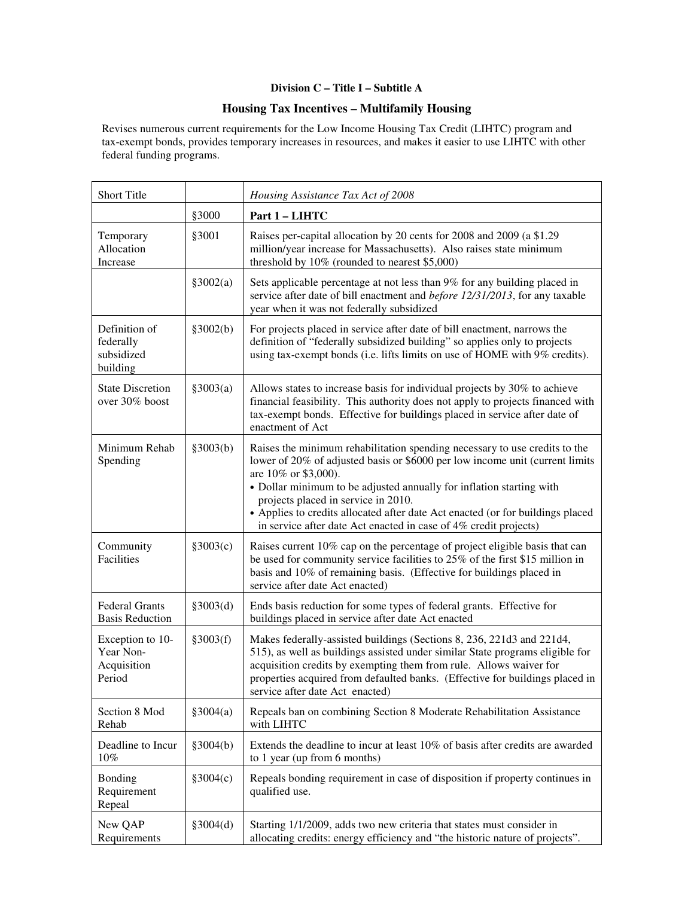**Division C – Title I – Subtitle A**

## Housing Tax Incentives – Multifamily Housing

Revises numerous current requirements for the Low Income Housing Tax Credit (LIHTC) program and tax-exempt bonds, provides temporary increases in resources, and makes it easier to use LIHTC with other federal funding programs.

| Short Title | | *Housing Assistance Tax Act of 2008* |
|---|---|---|
| | §3000 | **Part 1 – LIHTC** |
| Temporary Allocation Increase | §3001 | Raises per-capital allocation by 20 cents for 2008 and 2009 (a $1.29 million/year increase for Massachusetts). Also raises state minimum threshold by 10% (rounded to nearest $5,000) |
| | §3002(a) | Sets applicable percentage at not less than 9% for any building placed in service after date of bill enactment and *before 12/31/2013*, for any taxable year when it was not federally subsidized |
| Definition of federally subsidized building | §3002(b) | For projects placed in service after date of bill enactment, narrows the definition of "federally subsidized building" so applies only to projects using tax-exempt bonds (i.e. lifts limits on use of HOME with 9% credits). |
| State Discretion over 30% boost | §3003(a) | Allows states to increase basis for individual projects by 30% to achieve financial feasibility. This authority does not apply to projects financed with tax-exempt bonds. Effective for buildings placed in service after date of enactment of Act |
| Minimum Rehab Spending | §3003(b) | Raises the minimum rehabilitation spending necessary to use credits to the lower of 20% of adjusted basis or $6000 per low income unit (current limits are 10% or $3,000).<br>• Dollar minimum to be adjusted annually for inflation starting with projects placed in service in 2010.<br>• Applies to credits allocated after date Act enacted (or for buildings placed in service after date Act enacted in case of 4% credit projects) |
| Community Facilities | §3003(c) | Raises current 10% cap on the percentage of project eligible basis that can be used for community service facilities to 25% of the first $15 million in basis and 10% of remaining basis. (Effective for buildings placed in service after date Act enacted) |
| Federal Grants Basis Reduction | §3003(d) | Ends basis reduction for some types of federal grants. Effective for buildings placed in service after date Act enacted |
| Exception to 10-Year Non-Acquisition Period | §3003(f) | Makes federally-assisted buildings (Sections 8, 236, 221d3 and 221d4, 515), as well as buildings assisted under similar State programs eligible for acquisition credits by exempting them from rule. Allows waiver for properties acquired from defaulted banks. (Effective for buildings placed in service after date Act enacted) |
| Section 8 Mod Rehab | §3004(a) | Repeals ban on combining Section 8 Moderate Rehabilitation Assistance with LIHTC |
| Deadline to Incur 10% | §3004(b) | Extends the deadline to incur at least 10% of basis after credits are awarded to 1 year (up from 6 months) |
| Bonding Requirement Repeal | §3004(c) | Repeals bonding requirement in case of disposition if property continues in qualified use. |
| New QAP Requirements | §3004(d) | Starting 1/1/2009, adds two new criteria that states must consider in allocating credits: energy efficiency and "the historic nature of projects". |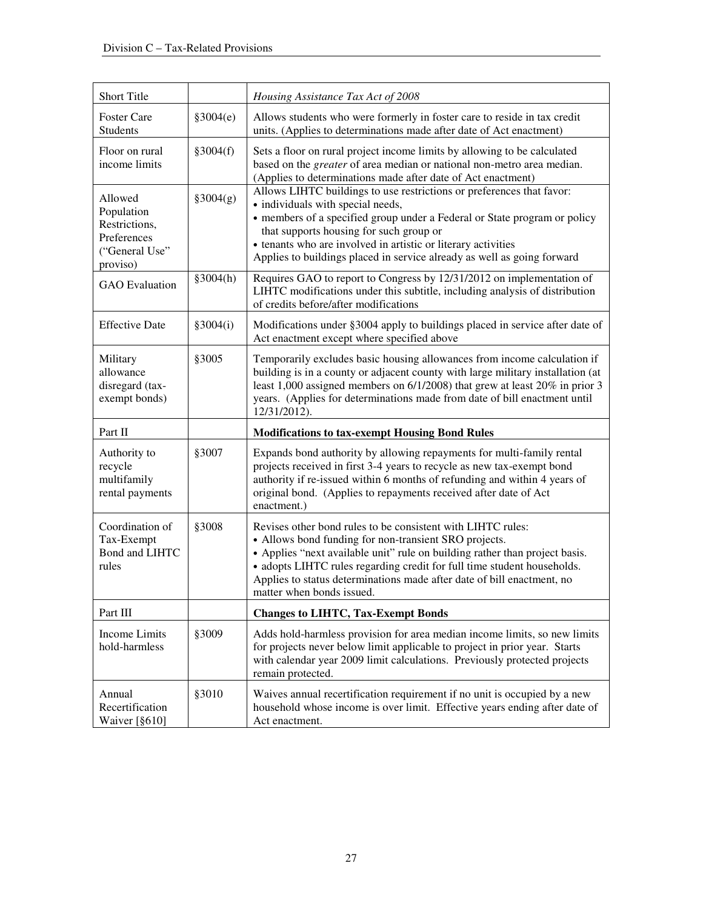| Short Title | | *Housing Assistance Tax Act of 2008* |
|---|---|---|
| Foster Care Students | §3004(e) | Allows students who were formerly in foster care to reside in tax credit units. (Applies to determinations made after date of Act enactment) |
| Floor on rural income limits | §3004(f) | Sets a floor on rural project income limits by allowing to be calculated based on the *greater* of area median or national non-metro area median. (Applies to determinations made after date of Act enactment) |
| Allowed Population Restrictions, Preferences ("General Use" proviso) | §3004(g) | Allows LIHTC buildings to use restrictions or preferences that favor:<br>• individuals with special needs,<br>• members of a specified group under a Federal or State program or policy that supports housing for such group or<br>• tenants who are involved in artistic or literary activities<br>Applies to buildings placed in service already as well as going forward |
| GAO Evaluation | §3004(h) | Requires GAO to report to Congress by 12/31/2012 on implementation of LIHTC modifications under this subtitle, including analysis of distribution of credits before/after modifications |
| Effective Date | §3004(i) | Modifications under §3004 apply to buildings placed in service after date of Act enactment except where specified above |
| Military allowance disregard (tax-exempt bonds) | §3005 | Temporarily excludes basic housing allowances from income calculation if building is in a county or adjacent county with large military installation (at least 1,000 assigned members on 6/1/2008) that grew at least 20% in prior 3 years. (Applies for determinations made from date of bill enactment until 12/31/2012). |
| Part II | | **Modifications to tax-exempt Housing Bond Rules** |
| Authority to recycle multifamily rental payments | §3007 | Expands bond authority by allowing repayments for multi-family rental projects received in first 3-4 years to recycle as new tax-exempt bond authority if re-issued within 6 months of refunding and within 4 years of original bond. (Applies to repayments received after date of Act enactment.) |
| Coordination of Tax-Exempt Bond and LIHTC rules | §3008 | Revises other bond rules to be consistent with LIHTC rules:<br>• Allows bond funding for non-transient SRO projects.<br>• Applies "next available unit" rule on building rather than project basis.<br>• adopts LIHTC rules regarding credit for full time student households.<br>Applies to status determinations made after date of bill enactment, no matter when bonds issued. |
| Part III | | **Changes to LIHTC, Tax-Exempt Bonds** |
| Income Limits hold-harmless | §3009 | Adds hold-harmless provision for area median income limits, so new limits for projects never below limit applicable to project in prior year. Starts with calendar year 2009 limit calculations. Previously protected projects remain protected. |
| Annual Recertification Waiver [§610] | §3010 | Waives annual recertification requirement if no unit is occupied by a new household whose income is over limit. Effective years ending after date of Act enactment. |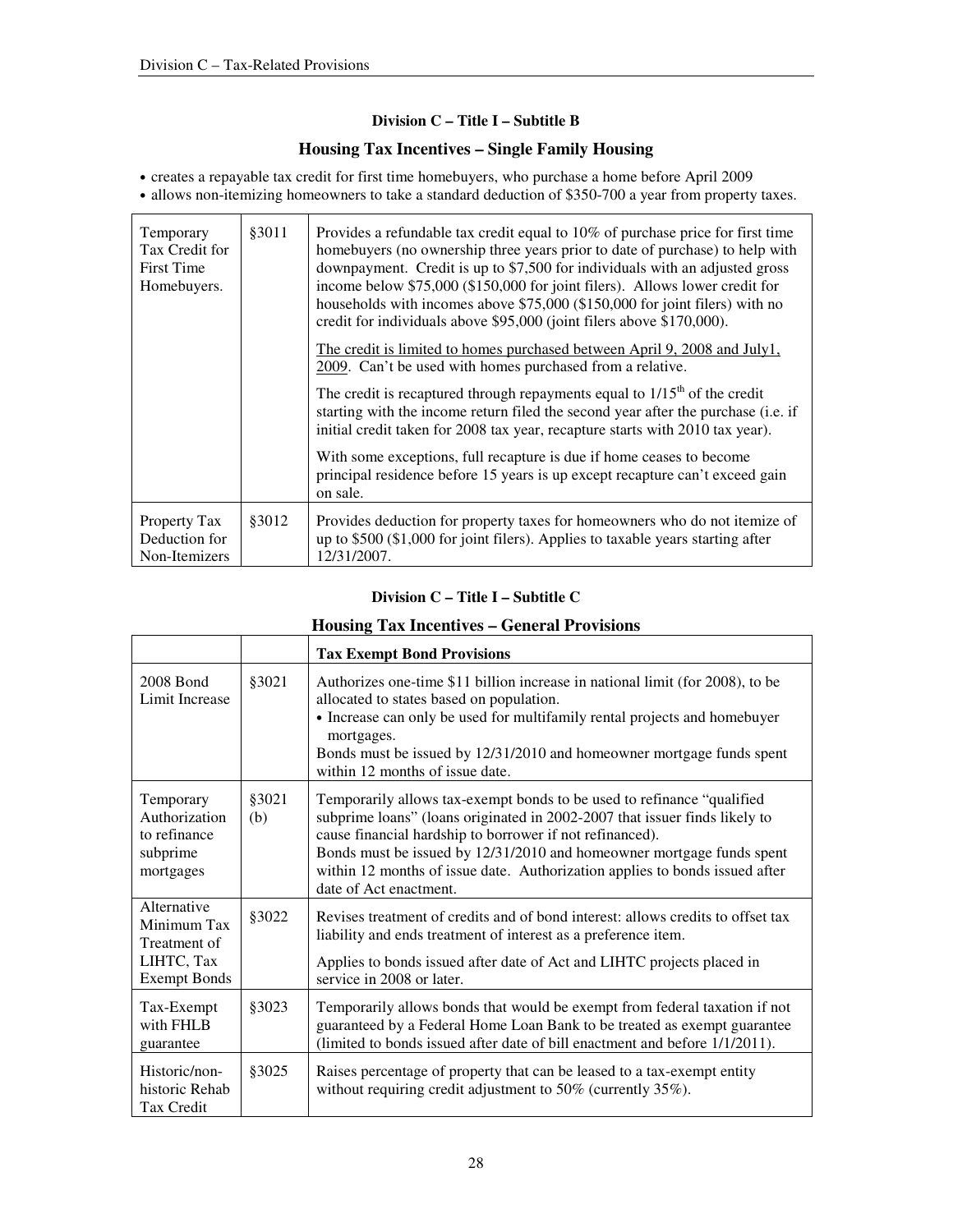### Division C – Title I – Subtitle B

### Housing Tax Incentives – Single Family Housing

- creates a repayable tax credit for first time homebuyers, who purchase a home before April 2009
- allows non-itemizing homeowners to take a standard deduction of $350-700 a year from property taxes.

| | | |
|---|---|---|
| Temporary Tax Credit for First Time Homebuyers. | §3011 | Provides a refundable tax credit equal to 10% of purchase price for first time homebuyers (no ownership three years prior to date of purchase) to help with downpayment. Credit is up to $7,500 for individuals with an adjusted gross income below $75,000 ($150,000 for joint filers). Allows lower credit for households with incomes above $75,000 ($150,000 for joint filers) with no credit for individuals above $95,000 (joint filers above $170,000).<br><br><u>The credit is limited to homes purchased between April 9, 2008 and July1, 2009</u>. Can't be used with homes purchased from a relative.<br><br>The credit is recaptured through repayments equal to 1/15th of the credit starting with the income return filed the second year after the purchase (i.e. if initial credit taken for 2008 tax year, recapture starts with 2010 tax year).<br><br>With some exceptions, full recapture is due if home ceases to become principal residence before 15 years is up except recapture can't exceed gain on sale. |
| Property Tax Deduction for Non-Itemizers | §3012 | Provides deduction for property taxes for homeowners who do not itemize of up to $500 ($1,000 for joint filers). Applies to taxable years starting after 12/31/2007. |

### Division C – Title I – Subtitle C

### Housing Tax Incentives – General Provisions

| | | **Tax Exempt Bond Provisions** |
|---|---|---|
| 2008 Bond Limit Increase | §3021 | Authorizes one-time $11 billion increase in national limit (for 2008), to be allocated to states based on population.<br>• Increase can only be used for multifamily rental projects and homebuyer mortgages.<br>Bonds must be issued by 12/31/2010 and homeowner mortgage funds spent within 12 months of issue date. |
| Temporary Authorization to refinance subprime mortgages | §3021 (b) | Temporarily allows tax-exempt bonds to be used to refinance "qualified subprime loans" (loans originated in 2002-2007 that issuer finds likely to cause financial hardship to borrower if not refinanced).<br>Bonds must be issued by 12/31/2010 and homeowner mortgage funds spent within 12 months of issue date. Authorization applies to bonds issued after date of Act enactment. |
| Alternative Minimum Tax Treatment of LIHTC, Tax Exempt Bonds | §3022 | Revises treatment of credits and of bond interest: allows credits to offset tax liability and ends treatment of interest as a preference item.<br><br>Applies to bonds issued after date of Act and LIHTC projects placed in service in 2008 or later. |
| Tax-Exempt with FHLB guarantee | §3023 | Temporarily allows bonds that would be exempt from federal taxation if not guaranteed by a Federal Home Loan Bank to be treated as exempt guarantee (limited to bonds issued after date of bill enactment and before 1/1/2011). |
| Historic/non-historic Rehab Tax Credit | §3025 | Raises percentage of property that can be leased to a tax-exempt entity without requiring credit adjustment to 50% (currently 35%). |